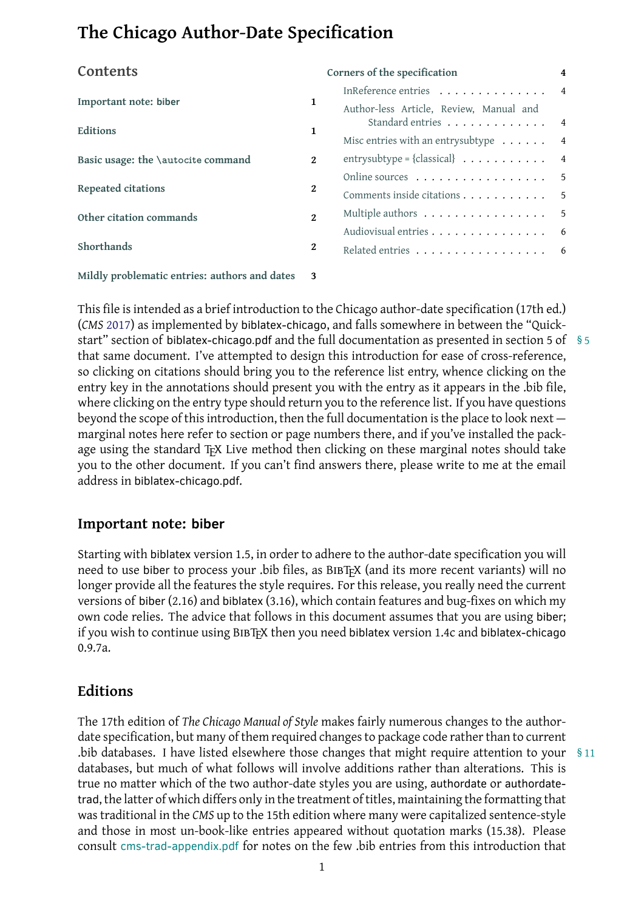# The Chicago Author-Date Specification

## Contents

- **Important note: biber** 1
- **Editions** 1
- **Basic usage: the \autocite command** 2
- **Repeated citations** 2
- **Other citation commands** 2
- **Shorthands** 2
- **Mildly problematic entries: authors and dates** 3
- **Corners of the specification** 4
  - InReference entries 4
  - Author-less Article, Review, Manual and Standard entries 4
  - Misc entries with an entrysubtype 4
  - entrysubtype = {classical} 4
  - Online sources 5
  - Comments inside citations 5
  - Multiple authors 5
  - Audiovisual entries 6
  - Related entries 6

This file is intended as a brief introduction to the Chicago author-date specification (17th ed.) (*CMS* 2017) as implemented by biblatex-chicago, and falls somewhere in between the "Quick-start" section of biblatex-chicago.pdf and the full documentation as presented in section 5 of that same document. I've attempted to design this introduction for ease of cross-reference, so clicking on citations should bring you to the reference list entry, whence clicking on the entry key in the annotations should present you with the entry as it appears in the .bib file, where clicking on the entry type should return you to the reference list. If you have questions beyond the scope of this introduction, then the full documentation is the place to look next — marginal notes here refer to section or page numbers there, and if you've installed the package using the standard TeX Live method then clicking on these marginal notes should take you to the other document. If you can't find answers there, please write to me at the email address in biblatex-chicago.pdf. § 5

## Important note: biber

Starting with biblatex version 1.5, in order to adhere to the author-date specification you will need to use biber to process your .bib files, as BibTeX (and its more recent variants) will no longer provide all the features the style requires. For this release, you really need the current versions of biber (2.16) and biblatex (3.16), which contain features and bug-fixes on which my own code relies. The advice that follows in this document assumes that you are using biber; if you wish to continue using BibTeX then you need biblatex version 1.4c and biblatex-chicago 0.9.7a.

## Editions

The 17th edition of *The Chicago Manual of Style* makes fairly numerous changes to the author-date specification, but many of them required changes to package code rather than to current .bib databases. I have listed elsewhere those changes that might require attention to your databases, but much of what follows will involve additions rather than alterations. This is true no matter which of the two author-date styles you are using, authordate or authordate-trad, the latter of which differs only in the treatment of titles, maintaining the formatting that was traditional in the *CMS* up to the 15th edition where many were capitalized sentence-style and those in most un-book-like entries appeared without quotation marks (15.38). Please consult cms-trad-appendix.pdf for notes on the few .bib entries from this introduction that § 11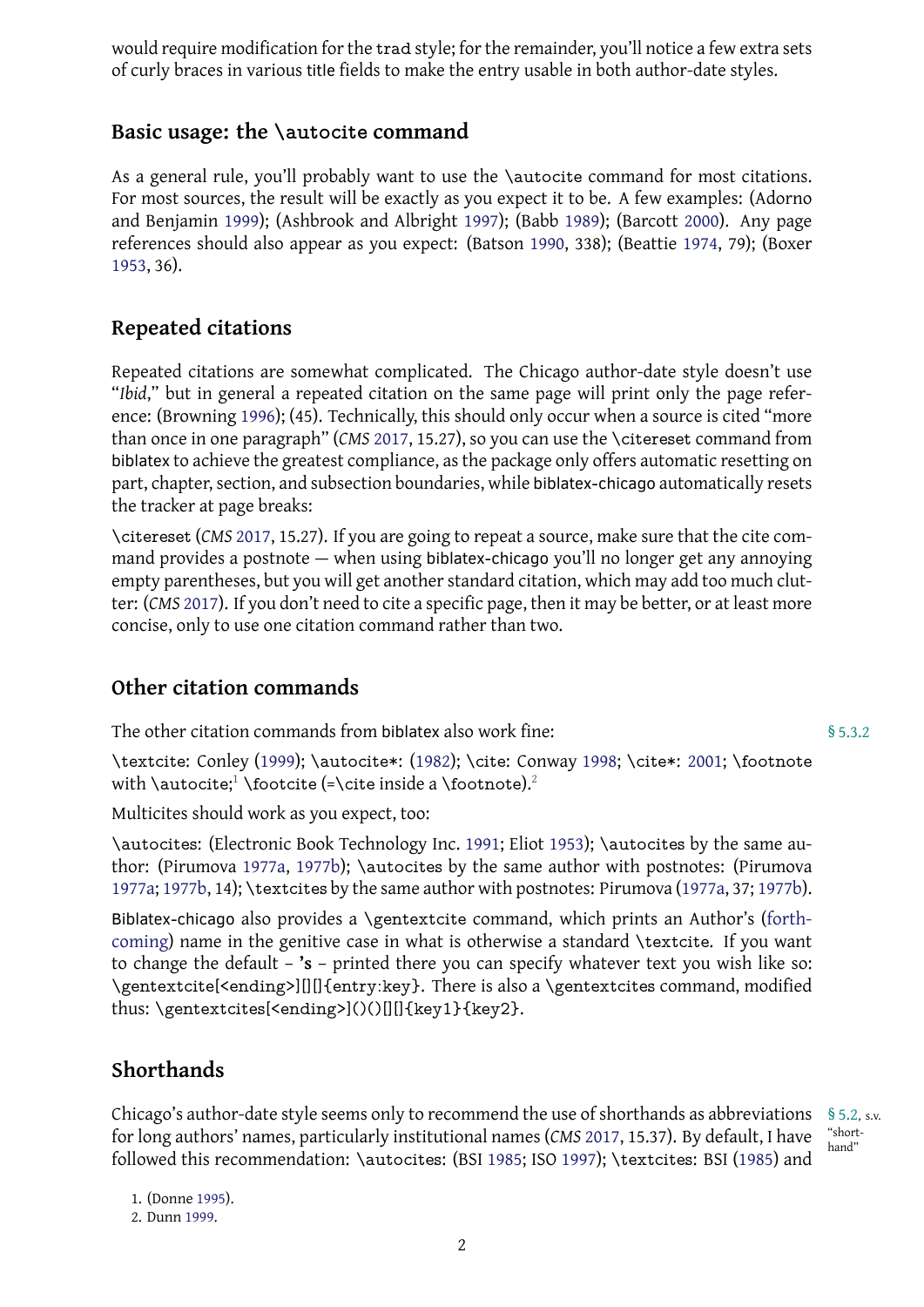would require modification for the `trad` style; for the remainder, you'll notice a few extra sets of curly braces in various title fields to make the entry usable in both author-date styles.

## Basic usage: the `\autocite` command

As a general rule, you'll probably want to use the `\autocite` command for most citations. For most sources, the result will be exactly as you expect it to be. A few examples: (Adorno and Benjamin 1999); (Ashbrook and Albright 1997); (Babb 1989); (Barcott 2000). Any page references should also appear as you expect: (Batson 1990, 338); (Beattie 1974, 79); (Boxer 1953, 36).

## Repeated citations

Repeated citations are somewhat complicated. The Chicago author-date style doesn't use "*Ibid*," but in general a repeated citation on the same page will print only the page reference: (Browning 1996); (45). Technically, this should only occur when a source is cited "more than once in one paragraph" (*CMS* 2017, 15.27), so you can use the `\citereset` command from biblatex to achieve the greatest compliance, as the package only offers automatic resetting on part, chapter, section, and subsection boundaries, while biblatex-chicago automatically resets the tracker at page breaks:

`\citereset` (*CMS* 2017, 15.27). If you are going to repeat a source, make sure that the cite command provides a postnote — when using biblatex-chicago you'll no longer get any annoying empty parentheses, but you will get another standard citation, which may add too much clutter: (*CMS* 2017). If you don't need to cite a specific page, then it may be better, or at least more concise, only to use one citation command rather than two.

## Other citation commands

The other citation commands from biblatex also work fine: § 5.3.2

`\textcite`: Conley (1999); `\autocite*`: (1982); `\cite`: Conway 1998; `\cite*`: 2001; `\footnote` with `\autocite`;[1] `\footcite` (=`\cite` inside a `\footnote`).[2]

Multicites should work as you expect, too:

`\autocites`: (Electronic Book Technology Inc. 1991; Eliot 1953); `\autocites` by the same author: (Pirumova 1977a, 1977b); `\autocites` by the same author with postnotes: (Pirumova 1977a; 1977b, 14); `\textcites` by the same author with postnotes: Pirumova (1977a, 37; 1977b).

Biblatex-chicago also provides a `\gentextcite` command, which prints an Author's (forthcoming) name in the genitive case in what is otherwise a standard `\textcite`. If you want to change the default – **'s** – printed there you can specify whatever text you wish like so: `\gentextcite[<ending>][][]{entry:key}`. There is also a `\gentextcites` command, modified thus: `\gentextcites[<ending>]()()[][]{key1}{key2}`.

## Shorthands

Chicago's author-date style seems only to recommend the use of shorthands as abbreviations for long authors' names, particularly institutional names (*CMS* 2017, 15.37). By default, I have followed this recommendation: `\autocites`: (BSI 1985; ISO 1997); `\textcites`: BSI (1985) and § 5.2, s.v. "shorthand"

1. (Donne 1995).
2. Dunn 1999.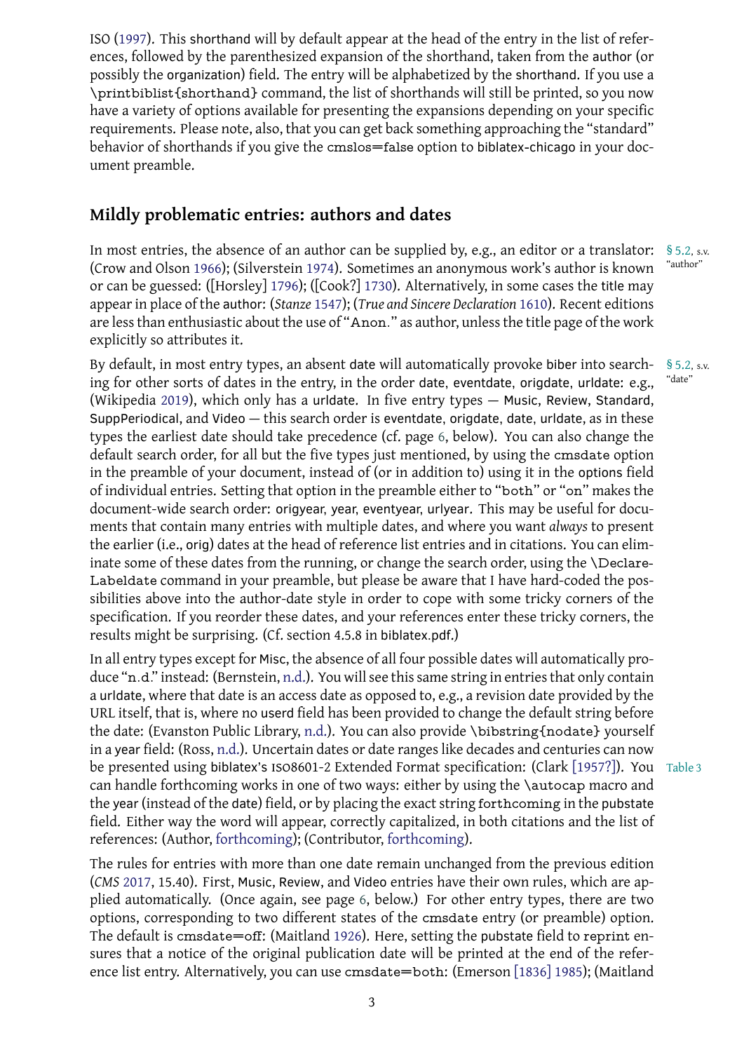ISO (1997). This shorthand will by default appear at the head of the entry in the list of references, followed by the parenthesized expansion of the shorthand, taken from the author (or possibly the organization) field. The entry will be alphabetized by the shorthand. If you use a `\printbiblist{shorthand}` command, the list of shorthands will still be printed, so you now have a variety of options available for presenting the expansions depending on your specific requirements. Please note, also, that you can get back something approaching the "standard" behavior of shorthands if you give the `cmslos=false` option to biblatex-chicago in your document preamble.

## Mildly problematic entries: authors and dates

In most entries, the absence of an author can be supplied by, e.g., an editor or a translator: (Crow and Olson 1966); (Silverstein 1974). Sometimes an anonymous work's author is known or can be guessed: ([Horsley] 1796); ([Cook?] 1730). Alternatively, in some cases the title may appear in place of the author: (*Stanze* 1547); (*True and Sincere Declaration* 1610). Recent editions are less than enthusiastic about the use of "`Anon.`" as author, unless the title page of the work explicitly so attributes it.

§ 5.2, s.v. "author"

By default, in most entry types, an absent date will automatically provoke biber into searching for other sorts of dates in the entry, in the order date, eventdate, origdate, urldate: e.g., (Wikipedia 2019), which only has a urldate. In five entry types — Music, Review, Standard, SuppPeriodical, and Video — this search order is eventdate, origdate, date, urldate, as in these types the earliest date should take precedence (cf. page 6, below). You can also change the default search order, for all but the five types just mentioned, by using the `cmsdate` option in the preamble of your document, instead of (or in addition to) using it in the options field of individual entries. Setting that option in the preamble either to "`both`" or "`on`" makes the document-wide search order: origyear, year, eventyear, urlyear. This may be useful for documents that contain many entries with multiple dates, and where you want *always* to present the earlier (i.e., orig) dates at the head of reference list entries and in citations. You can eliminate some of these dates from the running, or change the search order, using the `\DeclareLabeldate` command in your preamble, but please be aware that I have hard-coded the possibilities above into the author-date style in order to cope with some tricky corners of the specification. If you reorder these dates, and your references enter these tricky corners, the results might be surprising. (Cf. section 4.5.8 in biblatex.pdf.)

§ 5.2, s.v. "date"

In all entry types except for Misc, the absence of all four possible dates will automatically produce "`n.d.`" instead: (Bernstein, n.d.). You will see this same string in entries that only contain a urldate, where that date is an access date as opposed to, e.g., a revision date provided by the URL itself, that is, where no userd field has been provided to change the default string before the date: (Evanston Public Library, n.d.). You can also provide `\bibstring{nodate}` yourself in a year field: (Ross, n.d.). Uncertain dates or date ranges like decades and centuries can now be presented using biblatex's ISO8601-2 Extended Format specification: (Clark [1957?]). You can handle forthcoming works in one of two ways: either by using the `\autocap` macro and the year (instead of the date) field, or by placing the exact string `forthcoming` in the pubstate field. Either way the word will appear, correctly capitalized, in both citations and the list of references: (Author, forthcoming); (Contributor, forthcoming).

Table 3

The rules for entries with more than one date remain unchanged from the previous edition (*CMS* 2017, 15.40). First, Music, Review, and Video entries have their own rules, which are applied automatically. (Once again, see page 6, below.) For other entry types, there are two options, corresponding to two different states of the `cmsdate` entry (or preamble) option. The default is `cmsdate=off`: (Maitland 1926). Here, setting the pubstate field to reprint ensures that a notice of the original publication date will be printed at the end of the reference list entry. Alternatively, you can use `cmsdate=both`: (Emerson [1836] 1985); (Maitland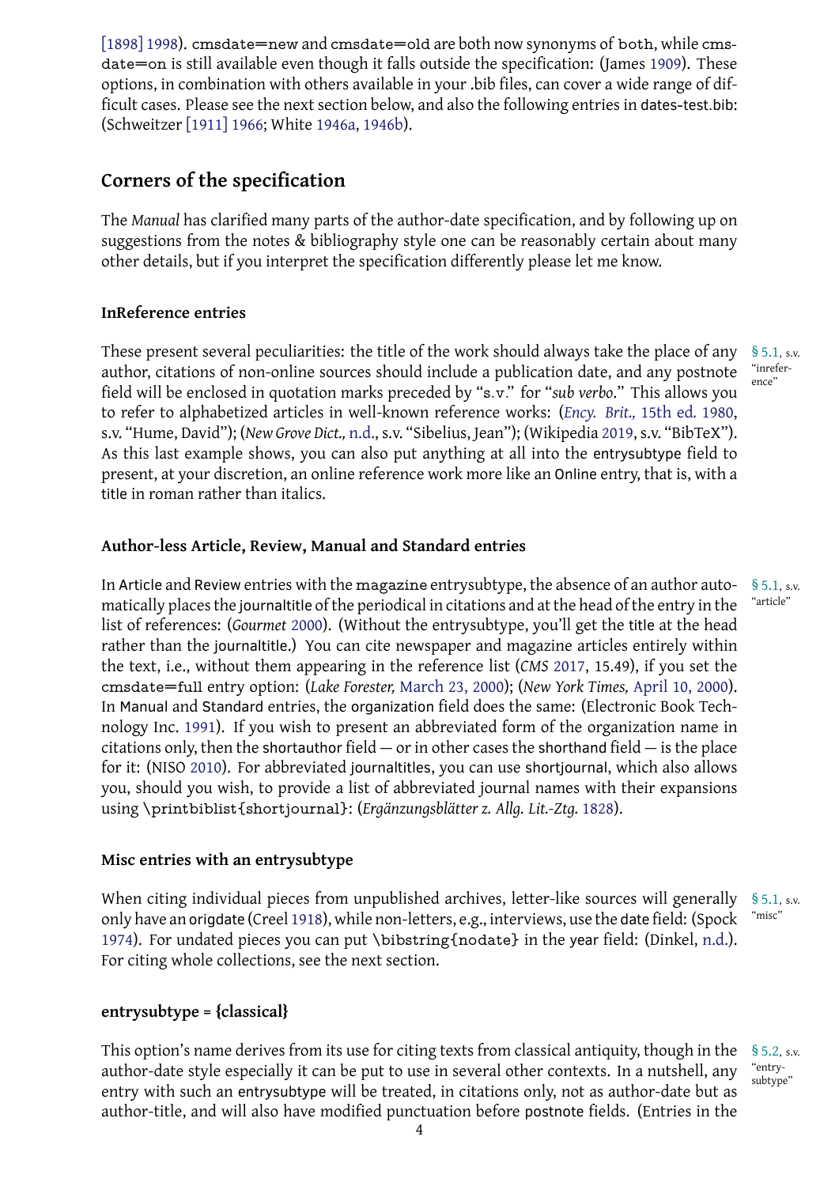[1898] 1998). cmsdate=new and cmsdate=old are both now synonyms of both, while cmsdate=on is still available even though it falls outside the specification: (James 1909). These options, in combination with others available in your .bib files, can cover a wide range of difficult cases. Please see the next section below, and also the following entries in dates-test.bib: (Schweitzer [1911] 1966; White 1946a, 1946b).

## Corners of the specification

The *Manual* has clarified many parts of the author-date specification, and by following up on suggestions from the notes & bibliography style one can be reasonably certain about many other details, but if you interpret the specification differently please let me know.

### InReference entries

These present several peculiarities: the title of the work should always take the place of any author, citations of non-online sources should include a publication date, and any postnote field will be enclosed in quotation marks preceded by "s.v." for "*sub verbo*." This allows you to refer to alphabetized articles in well-known reference works: (*Ency. Brit.,* 15th ed. 1980, s.v. "Hume, David"); (*New Grove Dict.,* n.d., s.v. "Sibelius, Jean"); (Wikipedia 2019, s.v. "BibTeX"). As this last example shows, you can also put anything at all into the entrysubtype field to present, at your discretion, an online reference work more like an Online entry, that is, with a title in roman rather than italics.

§ 5.1, s.v. "inreference"

### Author-less Article, Review, Manual and Standard entries

In Article and Review entries with the magazine entrysubtype, the absence of an author automatically places the journaltitle of the periodical in citations and at the head of the entry in the list of references: (*Gourmet* 2000). (Without the entrysubtype, you'll get the title at the head rather than the journaltitle.) You can cite newspaper and magazine articles entirely within the text, i.e., without them appearing in the reference list (*CMS* 2017, 15.49), if you set the cmsdate=full entry option: (*Lake Forester,* March 23, 2000); (*New York Times,* April 10, 2000). In Manual and Standard entries, the organization field does the same: (Electronic Book Technology Inc. 1991). If you wish to present an abbreviated form of the organization name in citations only, then the shortauthor field — or in other cases the shorthand field — is the place for it: (NISO 2010). For abbreviated journaltitles, you can use shortjournal, which also allows you, should you wish, to provide a list of abbreviated journal names with their expansions using \printbiblist{shortjournal}: (*Ergänzungsblätter z. Allg. Lit.-Ztg.* 1828).

§ 5.1, s.v. "article"

### Misc entries with an entrysubtype

When citing individual pieces from unpublished archives, letter-like sources will generally only have an origdate (Creel 1918), while non-letters, e.g., interviews, use the date field: (Spock 1974). For undated pieces you can put \bibstring{nodate} in the year field: (Dinkel, n.d.). For citing whole collections, see the next section.

§ 5.1, s.v. "misc"

### entrysubtype = {classical}

This option's name derives from its use for citing texts from classical antiquity, though in the author-date style especially it can be put to use in several other contexts. In a nutshell, any entry with such an entrysubtype will be treated, in citations only, not as author-date but as author-title, and will also have modified punctuation before postnote fields. (Entries in the

§ 5.2, s.v. "entrysubtype"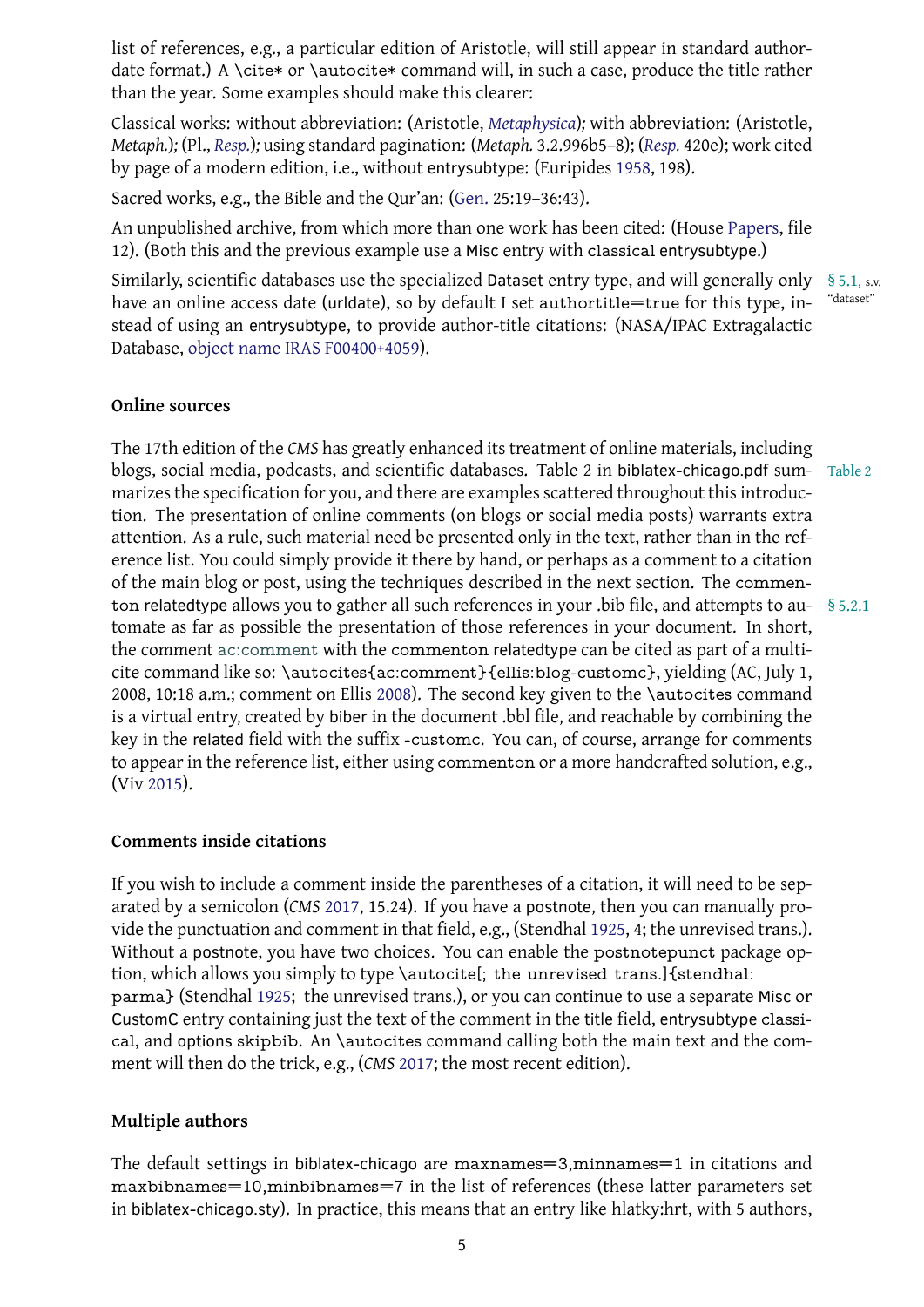list of references, e.g., a particular edition of Aristotle, will still appear in standard author-date format.) A \cite* or \autocite* command will, in such a case, produce the title rather than the year. Some examples should make this clearer:

Classical works: without abbreviation: (Aristotle, *Metaphysica*); with abbreviation: (Aristotle, *Metaph.*); (Pl., *Resp.*); using standard pagination: (*Metaph.* 3.2.996b5–8); (*Resp.* 420e); work cited by page of a modern edition, i.e., without entrysubtype: (Euripides 1958, 198).

Sacred works, e.g., the Bible and the Qur'an: (Gen. 25:19–36:43).

An unpublished archive, from which more than one work has been cited: (House Papers, file 12). (Both this and the previous example use a Misc entry with classical entrysubtype.)

Similarly, scientific databases use the specialized Dataset entry type, and will generally only have an online access date (urldate), so by default I set authortitle=true for this type, instead of using an entrysubtype, to provide author-title citations: (NASA/IPAC Extragalactic Database, object name IRAS F00400+4059). § 5.1, s.v. "dataset"

### Online sources

The 17th edition of the *CMS* has greatly enhanced its treatment of online materials, including blogs, social media, podcasts, and scientific databases. Table 2 in biblatex-chicago.pdf summarizes the specification for you, and there are examples scattered throughout this introduction. The presentation of online comments (on blogs or social media posts) warrants extra attention. As a rule, such material need be presented only in the text, rather than in the reference list. You could simply provide it there by hand, or perhaps as a comment to a citation of the main blog or post, using the techniques described in the next section. The commenton relatedtype allows you to gather all such references in your .bib file, and attempts to automate as far as possible the presentation of those references in your document. In short, the comment ac:comment with the commenton relatedtype can be cited as part of a multicite command like so: \autocites{ac:comment}{ellis:blog-customc}, yielding (AC, July 1, 2008, 10:18 a.m.; comment on Ellis 2008). The second key given to the \autocites command is a virtual entry, created by biber in the document .bbl file, and reachable by combining the key in the related field with the suffix -customc. You can, of course, arrange for comments to appear in the reference list, either using commenton or a more handcrafted solution, e.g., (Viv 2015). Table 2 § 5.2.1

### Comments inside citations

If you wish to include a comment inside the parentheses of a citation, it will need to be separated by a semicolon (*CMS* 2017, 15.24). If you have a postnote, then you can manually provide the punctuation and comment in that field, e.g., (Stendhal 1925, 4; the unrevised trans.). Without a postnote, you have two choices. You can enable the postnotepunct package option, which allows you simply to type \autocite[; the unrevised trans.]{stendhal:parma} (Stendhal 1925; the unrevised trans.), or you can continue to use a separate Misc or CustomC entry containing just the text of the comment in the title field, entrysubtype classical, and options skipbib. An \autocites command calling both the main text and the comment will then do the trick, e.g., (*CMS* 2017; the most recent edition).

### Multiple authors

The default settings in biblatex-chicago are maxnames=3,minnames=1 in citations and maxbibnames=10,minbibnames=7 in the list of references (these latter parameters set in biblatex-chicago.sty). In practice, this means that an entry like hlatky:hrt, with 5 authors,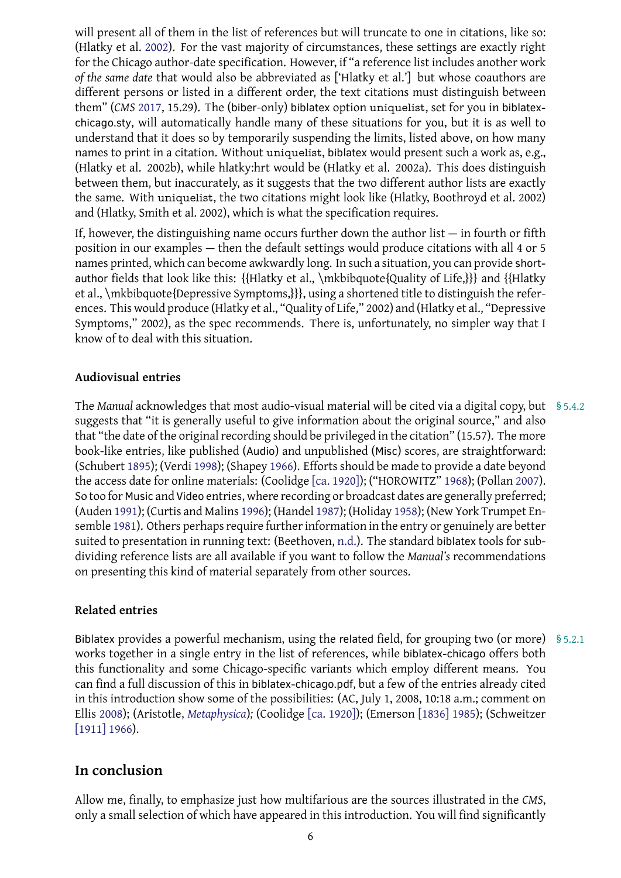will present all of them in the list of references but will truncate to one in citations, like so: (Hlatky et al. 2002). For the vast majority of circumstances, these settings are exactly right for the Chicago author-date specification. However, if "a reference list includes another work *of the same date* that would also be abbreviated as ['Hlatky et al.'] but whose coauthors are different persons or listed in a different order, the text citations must distinguish between them" (*CMS* 2017, 15.29). The (biber-only) biblatex option uniquelist, set for you in biblatex-chicago.sty, will automatically handle many of these situations for you, but it is as well to understand that it does so by temporarily suspending the limits, listed above, on how many names to print in a citation. Without uniquelist, biblatex would present such a work as, e.g., (Hlatky et al. 2002b), while hlatky:hrt would be (Hlatky et al. 2002a). This does distinguish between them, but inaccurately, as it suggests that the two different author lists are exactly the same. With uniquelist, the two citations might look like (Hlatky, Boothroyd et al. 2002) and (Hlatky, Smith et al. 2002), which is what the specification requires.

If, however, the distinguishing name occurs further down the author list — in fourth or fifth position in our examples — then the default settings would produce citations with all 4 or 5 names printed, which can become awkwardly long. In such a situation, you can provide shortauthor fields that look like this: {{Hlatky et al., \mkbibquote{Quality of Life,}}} and {{Hlatky et al., \mkbibquote{Depressive Symptoms,}}}, using a shortened title to distinguish the references. This would produce (Hlatky et al., "Quality of Life," 2002) and (Hlatky et al., "Depressive Symptoms," 2002), as the spec recommends. There is, unfortunately, no simpler way that I know of to deal with this situation.

### Audiovisual entries

§ 5.4.2

The *Manual* acknowledges that most audio-visual material will be cited via a digital copy, but suggests that "it is generally useful to give information about the original source," and also that "the date of the original recording should be privileged in the citation" (15.57). The more book-like entries, like published (Audio) and unpublished (Misc) scores, are straightforward: (Schubert 1895); (Verdi 1998); (Shapey 1966). Efforts should be made to provide a date beyond the access date for online materials: (Coolidge [ca. 1920]); ("HOROWITZ" 1968); (Pollan 2007). So too for Music and Video entries, where recording or broadcast dates are generally preferred; (Auden 1991); (Curtis and Malins 1996); (Handel 1987); (Holiday 1958); (New York Trumpet Ensemble 1981). Others perhaps require further information in the entry or genuinely are better suited to presentation in running text: (Beethoven, n.d.). The standard biblatex tools for subdividing reference lists are all available if you want to follow the *Manual's* recommendations on presenting this kind of material separately from other sources.

### Related entries

§ 5.2.1

Biblatex provides a powerful mechanism, using the related field, for grouping two (or more) works together in a single entry in the list of references, while biblatex-chicago offers both this functionality and some Chicago-specific variants which employ different means. You can find a full discussion of this in biblatex-chicago.pdf, but a few of the entries already cited in this introduction show some of the possibilities: (AC, July 1, 2008, 10:18 a.m.; comment on Ellis 2008); (Aristotle, *Metaphysica*); (Coolidge [ca. 1920]); (Emerson [1836] 1985); (Schweitzer [1911] 1966).

## In conclusion

Allow me, finally, to emphasize just how multifarious are the sources illustrated in the *CMS*, only a small selection of which have appeared in this introduction. You will find significantly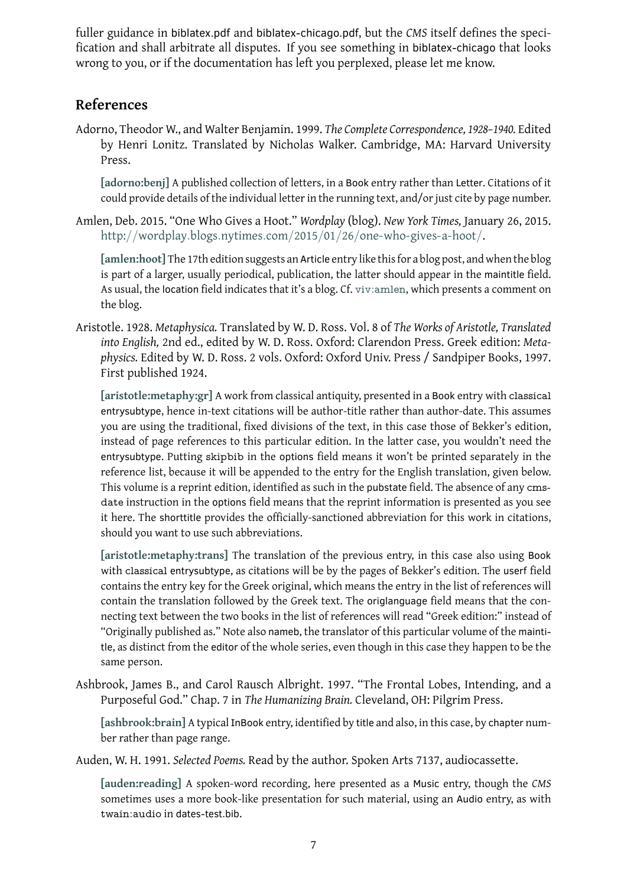fuller guidance in biblatex.pdf and biblatex-chicago.pdf, but the *CMS* itself defines the specification and shall arbitrate all disputes. If you see something in biblatex-chicago that looks wrong to you, or if the documentation has left you perplexed, please let me know.

## References

Adorno, Theodor W., and Walter Benjamin. 1999. *The Complete Correspondence, 1928–1940.* Edited by Henri Lonitz. Translated by Nicholas Walker. Cambridge, MA: Harvard University Press.

> **[adorno:benj]** A published collection of letters, in a Book entry rather than Letter. Citations of it could provide details of the individual letter in the running text, and/or just cite by page number.

Amlen, Deb. 2015. "One Who Gives a Hoot." *Wordplay* (blog). *New York Times,* January 26, 2015. http://wordplay.blogs.nytimes.com/2015/01/26/one-who-gives-a-hoot/.

> **[amlen:hoot]** The 17th edition suggests an Article entry like this for a blog post, and when the blog is part of a larger, usually periodical, publication, the latter should appear in the maintitle field. As usual, the location field indicates that it's a blog. Cf. `viv:amlen`, which presents a comment on the blog.

Aristotle. 1928. *Metaphysica.* Translated by W. D. Ross. Vol. 8 of *The Works of Aristotle, Translated into English,* 2nd ed., edited by W. D. Ross. Oxford: Clarendon Press. Greek edition: *Metaphysics.* Edited by W. D. Ross. 2 vols. Oxford: Oxford Univ. Press / Sandpiper Books, 1997. First published 1924.

> **[aristotle:metaphy:gr]** A work from classical antiquity, presented in a Book entry with `classical` entrysubtype, hence in-text citations will be author-title rather than author-date. This assumes you are using the traditional, fixed divisions of the text, in this case those of Bekker's edition, instead of page references to this particular edition. In the latter case, you wouldn't need the entrysubtype. Putting `skipbib` in the options field means it won't be printed separately in the reference list, because it will be appended to the entry for the English translation, given below. This volume is a reprint edition, identified as such in the pubstate field. The absence of any `cmsdate` instruction in the options field means that the reprint information is presented as you see it here. The shorttitle provides the officially-sanctioned abbreviation for this work in citations, should you want to use such abbreviations.

> **[aristotle:metaphy:trans]** The translation of the previous entry, in this case also using Book with `classical` entrysubtype, as citations will be by the pages of Bekker's edition. The userf field contains the entry key for the Greek original, which means the entry in the list of references will contain the translation followed by the Greek text. The origlanguage field means that the connecting text between the two books in the list of references will read "Greek edition:" instead of "Originally published as." Note also nameb, the translator of this particular volume of the maintitle, as distinct from the editor of the whole series, even though in this case they happen to be the same person.

Ashbrook, James B., and Carol Rausch Albright. 1997. "The Frontal Lobes, Intending, and a Purposeful God." Chap. 7 in *The Humanizing Brain.* Cleveland, OH: Pilgrim Press.

> **[ashbrook:brain]** A typical InBook entry, identified by title and also, in this case, by chapter number rather than page range.

Auden, W. H. 1991. *Selected Poems.* Read by the author. Spoken Arts 7137, audiocassette.

> **[auden:reading]** A spoken-word recording, here presented as a Music entry, though the *CMS* sometimes uses a more book-like presentation for such material, using an Audio entry, as with `twain:audio` in dates-test.bib.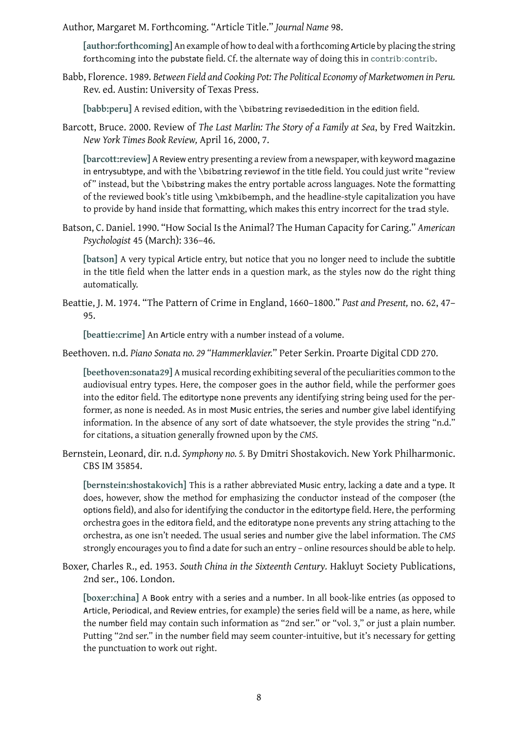Author, Margaret M. Forthcoming. "Article Title." *Journal Name* 98.

> **[author:forthcoming]** An example of how to deal with a forthcoming Article by placing the string `forthcoming` into the pubstate field. Cf. the alternate way of doing this in contrib:contrib.

Babb, Florence. 1989. *Between Field and Cooking Pot: The Political Economy of Marketwomen in Peru.* Rev. ed. Austin: University of Texas Press.

> **[babb:peru]** A revised edition, with the `\bibstring revisededition` in the edition field.

Barcott, Bruce. 2000. Review of *The Last Marlin: The Story of a Family at Sea*, by Fred Waitzkin. *New York Times Book Review,* April 16, 2000, 7.

> **[barcott:review]** A Review entry presenting a review from a newspaper, with keyword `magazine` in entrysubtype, and with the `\bibstring reviewof` in the title field. You could just write "review of" instead, but the `\bibstring` makes the entry portable across languages. Note the formatting of the reviewed book's title using `\mkbibemph`, and the headline-style capitalization you have to provide by hand inside that formatting, which makes this entry incorrect for the `trad` style.

Batson, C. Daniel. 1990. "How Social Is the Animal? The Human Capacity for Caring." *American Psychologist* 45 (March): 336–46.

> **[batson]** A very typical Article entry, but notice that you no longer need to include the subtitle in the title field when the latter ends in a question mark, as the styles now do the right thing automatically.

Beattie, J. M. 1974. "The Pattern of Crime in England, 1660–1800." *Past and Present,* no. 62, 47–95.

> **[beattie:crime]** An Article entry with a number instead of a volume.

Beethoven. n.d. *Piano Sonata no. 29 "Hammerklavier."* Peter Serkin. Proarte Digital CDD 270.

> **[beethoven:sonata29]** A musical recording exhibiting several of the peculiarities common to the audiovisual entry types. Here, the composer goes in the author field, while the performer goes into the editor field. The editortype `none` prevents any identifying string being used for the performer, as none is needed. As in most Music entries, the series and number give label identifying information. In the absence of any sort of date whatsoever, the style provides the string "n.d." for citations, a situation generally frowned upon by the *CMS*.

Bernstein, Leonard, dir. n.d. *Symphony no. 5.* By Dmitri Shostakovich. New York Philharmonic. CBS IM 35854.

> **[bernstein:shostakovich]** This is a rather abbreviated Music entry, lacking a date and a type. It does, however, show the method for emphasizing the conductor instead of the composer (the options field), and also for identifying the conductor in the editortype field. Here, the performing orchestra goes in the editora field, and the editoratype `none` prevents any string attaching to the orchestra, as one isn't needed. The usual series and number give the label information. The *CMS* strongly encourages you to find a date for such an entry – online resources should be able to help.

Boxer, Charles R., ed. 1953. *South China in the Sixteenth Century.* Hakluyt Society Publications, 2nd ser., 106. London.

> **[boxer:china]** A Book entry with a series and a number. In all book-like entries (as opposed to Article, Periodical, and Review entries, for example) the series field will be a name, as here, while the number field may contain such information as "2nd ser." or "vol. 3," or just a plain number. Putting "2nd ser." in the number field may seem counter-intuitive, but it's necessary for getting the punctuation to work out right.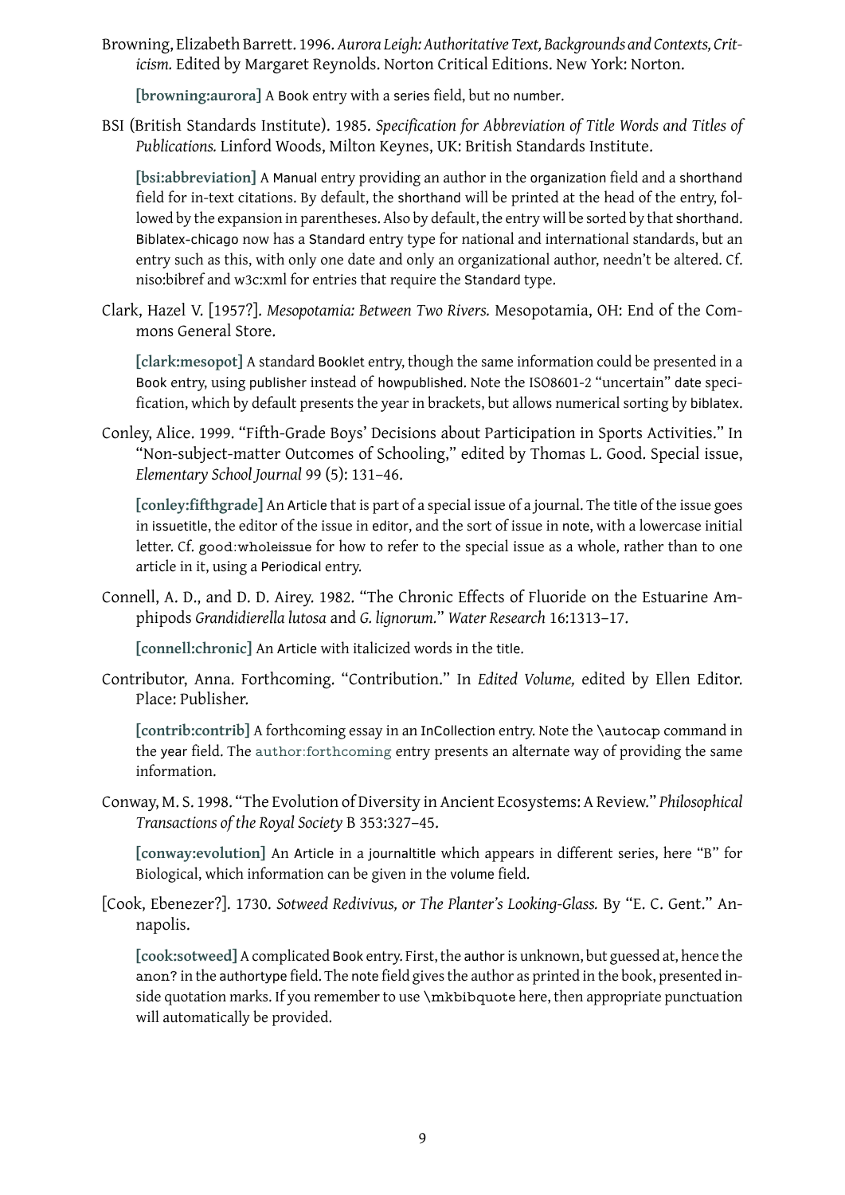Browning, Elizabeth Barrett. 1996. *Aurora Leigh: Authoritative Text, Backgrounds and Contexts, Criticism.* Edited by Margaret Reynolds. Norton Critical Editions. New York: Norton.

> **[browning:aurora]** A Book entry with a series field, but no number.

BSI (British Standards Institute). 1985. *Specification for Abbreviation of Title Words and Titles of Publications.* Linford Woods, Milton Keynes, UK: British Standards Institute.

> **[bsi:abbreviation]** A Manual entry providing an author in the organization field and a shorthand field for in-text citations. By default, the shorthand will be printed at the head of the entry, followed by the expansion in parentheses. Also by default, the entry will be sorted by that shorthand. Biblatex-chicago now has a Standard entry type for national and international standards, but an entry such as this, with only one date and only an organizational author, needn't be altered. Cf. niso:bibref and w3c:xml for entries that require the Standard type.

Clark, Hazel V. [1957?]. *Mesopotamia: Between Two Rivers.* Mesopotamia, OH: End of the Commons General Store.

> **[clark:mesopot]** A standard Booklet entry, though the same information could be presented in a Book entry, using publisher instead of howpublished. Note the ISO8601-2 "uncertain" date specification, which by default presents the year in brackets, but allows numerical sorting by biblatex.

Conley, Alice. 1999. "Fifth-Grade Boys' Decisions about Participation in Sports Activities." In "Non-subject-matter Outcomes of Schooling," edited by Thomas L. Good. Special issue, *Elementary School Journal* 99 (5): 131–46.

> **[conley:fifthgrade]** An Article that is part of a special issue of a journal. The title of the issue goes in issuetitle, the editor of the issue in editor, and the sort of issue in note, with a lowercase initial letter. Cf. `good:wholeissue` for how to refer to the special issue as a whole, rather than to one article in it, using a Periodical entry.

Connell, A. D., and D. D. Airey. 1982. "The Chronic Effects of Fluoride on the Estuarine Amphipods *Grandidierella lutosa* and *G. lignorum*." *Water Research* 16:1313–17.

> **[connell:chronic]** An Article with italicized words in the title.

Contributor, Anna. Forthcoming. "Contribution." In *Edited Volume,* edited by Ellen Editor. Place: Publisher.

> **[contrib:contrib]** A forthcoming essay in an InCollection entry. Note the `\autocap` command in the year field. The author:forthcoming entry presents an alternate way of providing the same information.

Conway, M. S. 1998. "The Evolution of Diversity in Ancient Ecosystems: A Review." *Philosophical Transactions of the Royal Society* B 353:327–45.

> **[conway:evolution]** An Article in a journaltitle which appears in different series, here "B" for Biological, which information can be given in the volume field.

[Cook, Ebenezer?]. 1730. *Sotweed Redivivus, or The Planter's Looking-Glass.* By "E. C. Gent." Annapolis.

> **[cook:sotweed]** A complicated Book entry. First, the author is unknown, but guessed at, hence the `anon?` in the authortype field. The note field gives the author as printed in the book, presented inside quotation marks. If you remember to use `\mkbibquote` here, then appropriate punctuation will automatically be provided.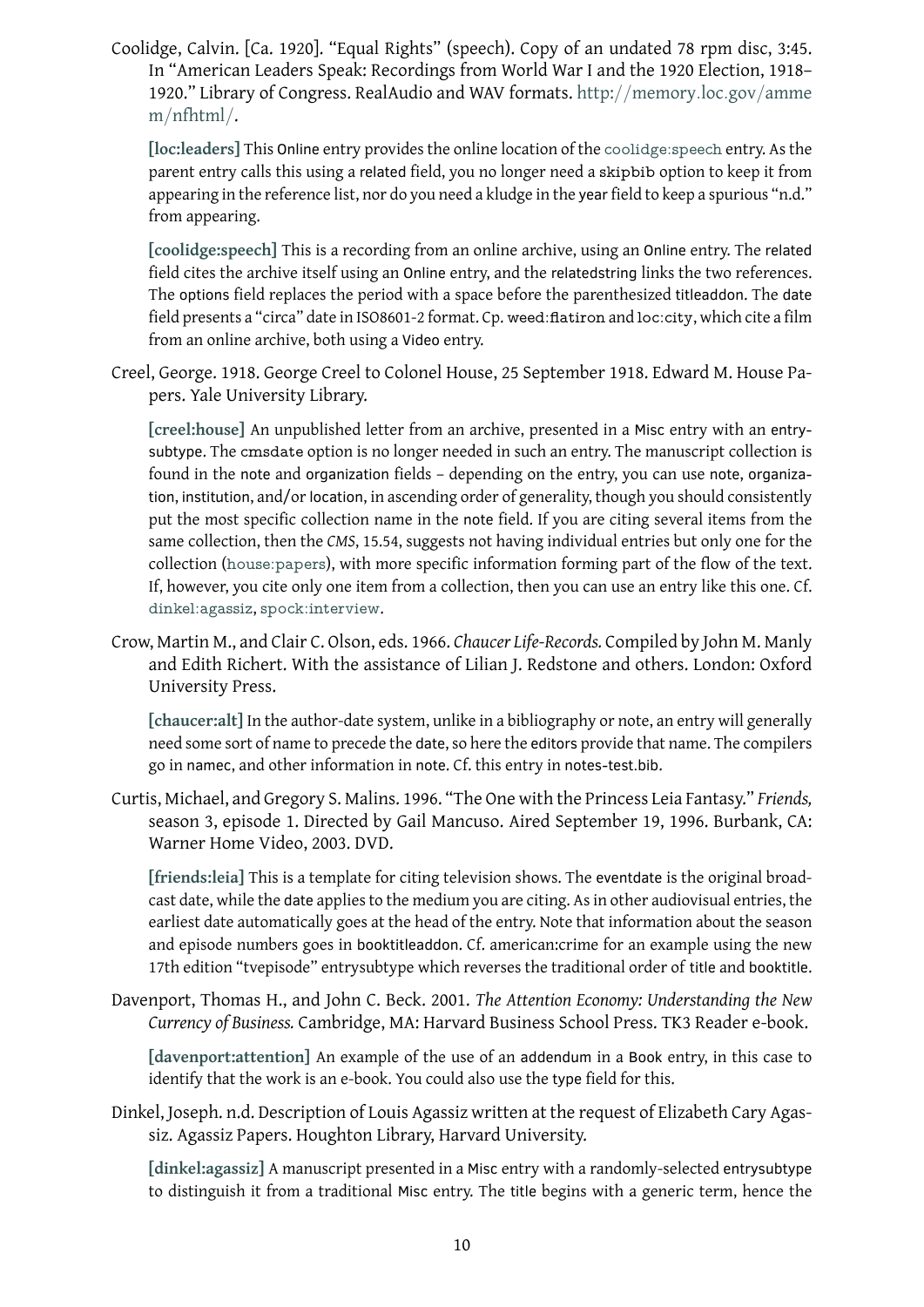Coolidge, Calvin. [Ca. 1920]. "Equal Rights" (speech). Copy of an undated 78 rpm disc, 3:45. In "American Leaders Speak: Recordings from World War I and the 1920 Election, 1918–1920." Library of Congress. RealAudio and WAV formats. http://memory.loc.gov/ammem/nfhtml/.

**[loc:leaders]** This Online entry provides the online location of the coolidge:speech entry. As the parent entry calls this using a related field, you no longer need a skipbib option to keep it from appearing in the reference list, nor do you need a kludge in the year field to keep a spurious "n.d." from appearing.

**[coolidge:speech]** This is a recording from an online archive, using an Online entry. The related field cites the archive itself using an Online entry, and the relatedstring links the two references. The options field replaces the period with a space before the parenthesized titleaddon. The date field presents a "circa" date in ISO8601-2 format. Cp. weed:flatiron and loc:city, which cite a film from an online archive, both using a Video entry.

Creel, George. 1918. George Creel to Colonel House, 25 September 1918. Edward M. House Papers. Yale University Library.

**[creel:house]** An unpublished letter from an archive, presented in a Misc entry with an entrysubtype. The cmsdate option is no longer needed in such an entry. The manuscript collection is found in the note and organization fields – depending on the entry, you can use note, organization, institution, and/or location, in ascending order of generality, though you should consistently put the most specific collection name in the note field. If you are citing several items from the same collection, then the *CMS*, 15.54, suggests not having individual entries but only one for the collection (house:papers), with more specific information forming part of the flow of the text. If, however, you cite only one item from a collection, then you can use an entry like this one. Cf. dinkel:agassiz, spock:interview.

Crow, Martin M., and Clair C. Olson, eds. 1966. *Chaucer Life-Records.* Compiled by John M. Manly and Edith Richert. With the assistance of Lilian J. Redstone and others. London: Oxford University Press.

**[chaucer:alt]** In the author-date system, unlike in a bibliography or note, an entry will generally need some sort of name to precede the date, so here the editors provide that name. The compilers go in namec, and other information in note. Cf. this entry in notes-test.bib.

Curtis, Michael, and Gregory S. Malins. 1996. "The One with the Princess Leia Fantasy." *Friends,* season 3, episode 1. Directed by Gail Mancuso. Aired September 19, 1996. Burbank, CA: Warner Home Video, 2003. DVD.

**[friends:leia]** This is a template for citing television shows. The eventdate is the original broadcast date, while the date applies to the medium you are citing. As in other audiovisual entries, the earliest date automatically goes at the head of the entry. Note that information about the season and episode numbers goes in booktitleaddon. Cf. american:crime for an example using the new 17th edition "tvepisode" entrysubtype which reverses the traditional order of title and booktitle.

Davenport, Thomas H., and John C. Beck. 2001. *The Attention Economy: Understanding the New Currency of Business.* Cambridge, MA: Harvard Business School Press. TK3 Reader e-book.

**[davenport:attention]** An example of the use of an addendum in a Book entry, in this case to identify that the work is an e-book. You could also use the type field for this.

Dinkel, Joseph. n.d. Description of Louis Agassiz written at the request of Elizabeth Cary Agassiz. Agassiz Papers. Houghton Library, Harvard University.

**[dinkel:agassiz]** A manuscript presented in a Misc entry with a randomly-selected entrysubtype to distinguish it from a traditional Misc entry. The title begins with a generic term, hence the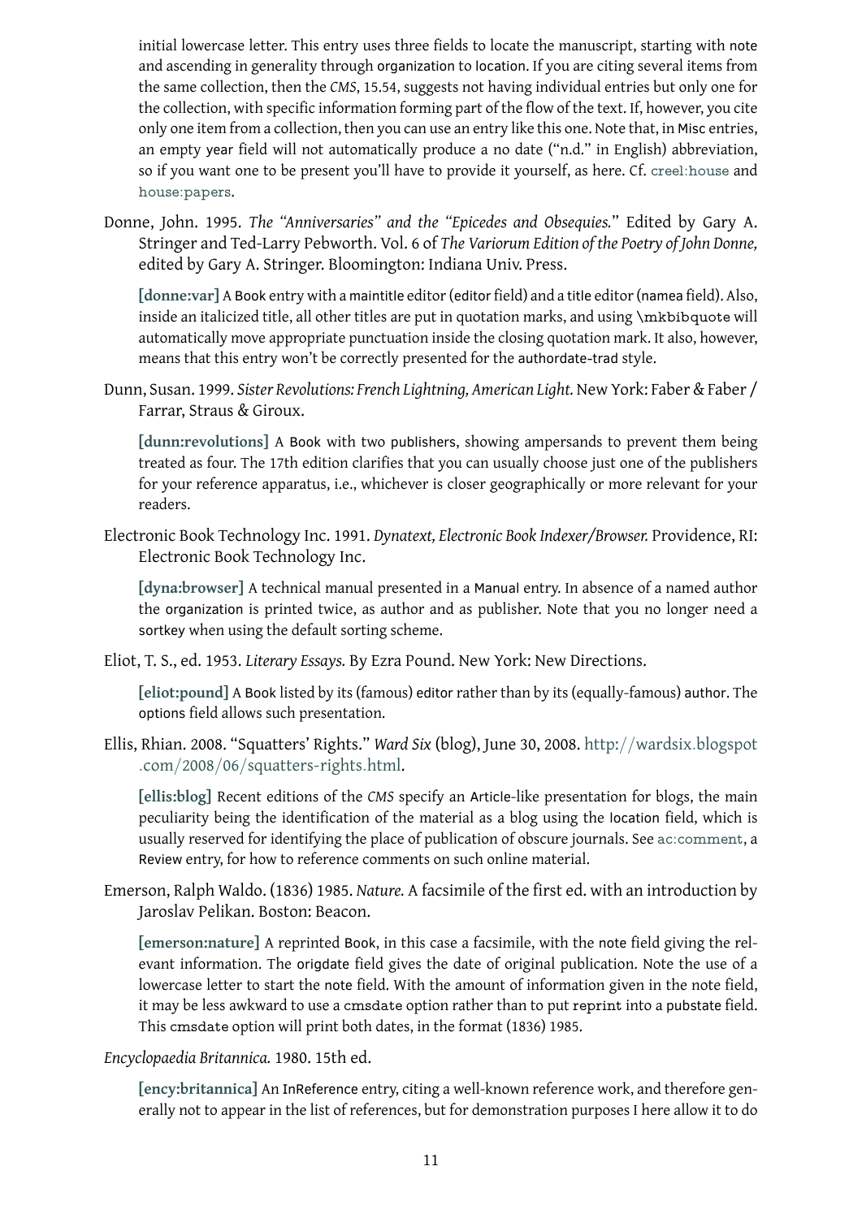initial lowercase letter. This entry uses three fields to locate the manuscript, starting with note and ascending in generality through organization to location. If you are citing several items from the same collection, then the *CMS*, 15.54, suggests not having individual entries but only one for the collection, with specific information forming part of the flow of the text. If, however, you cite only one item from a collection, then you can use an entry like this one. Note that, in Misc entries, an empty year field will not automatically produce a no date ("n.d." in English) abbreviation, so if you want one to be present you'll have to provide it yourself, as here. Cf. creel:house and house:papers.

Donne, John. 1995. *The "Anniversaries" and the "Epicedes and Obsequies."* Edited by Gary A. Stringer and Ted-Larry Pebworth. Vol. 6 of *The Variorum Edition of the Poetry of John Donne,* edited by Gary A. Stringer. Bloomington: Indiana Univ. Press.

> **[donne:var]** A Book entry with a maintitle editor (editor field) and a title editor (namea field). Also, inside an italicized title, all other titles are put in quotation marks, and using \mkbibquote will automatically move appropriate punctuation inside the closing quotation mark. It also, however, means that this entry won't be correctly presented for the authordate-trad style.

Dunn, Susan. 1999. *Sister Revolutions: French Lightning, American Light.* New York: Faber & Faber / Farrar, Straus & Giroux.

> **[dunn:revolutions]** A Book with two publishers, showing ampersands to prevent them being treated as four. The 17th edition clarifies that you can usually choose just one of the publishers for your reference apparatus, i.e., whichever is closer geographically or more relevant for your readers.

Electronic Book Technology Inc. 1991. *Dynatext, Electronic Book Indexer/Browser.* Providence, RI: Electronic Book Technology Inc.

> **[dyna:browser]** A technical manual presented in a Manual entry. In absence of a named author the organization is printed twice, as author and as publisher. Note that you no longer need a sortkey when using the default sorting scheme.

Eliot, T. S., ed. 1953. *Literary Essays.* By Ezra Pound. New York: New Directions.

> **[eliot:pound]** A Book listed by its (famous) editor rather than by its (equally-famous) author. The options field allows such presentation.

Ellis, Rhian. 2008. "Squatters' Rights." *Ward Six* (blog), June 30, 2008. http://wardsix.blogspot.com/2008/06/squatters-rights.html.

> **[ellis:blog]** Recent editions of the *CMS* specify an Article-like presentation for blogs, the main peculiarity being the identification of the material as a blog using the location field, which is usually reserved for identifying the place of publication of obscure journals. See ac:comment, a Review entry, for how to reference comments on such online material.

Emerson, Ralph Waldo. (1836) 1985. *Nature.* A facsimile of the first ed. with an introduction by Jaroslav Pelikan. Boston: Beacon.

> **[emerson:nature]** A reprinted Book, in this case a facsimile, with the note field giving the relevant information. The origdate field gives the date of original publication. Note the use of a lowercase letter to start the note field. With the amount of information given in the note field, it may be less awkward to use a cmsdate option rather than to put reprint into a pubstate field. This cmsdate option will print both dates, in the format (1836) 1985.

*Encyclopaedia Britannica.* 1980. 15th ed.

> **[ency:britannica]** An InReference entry, citing a well-known reference work, and therefore generally not to appear in the list of references, but for demonstration purposes I here allow it to do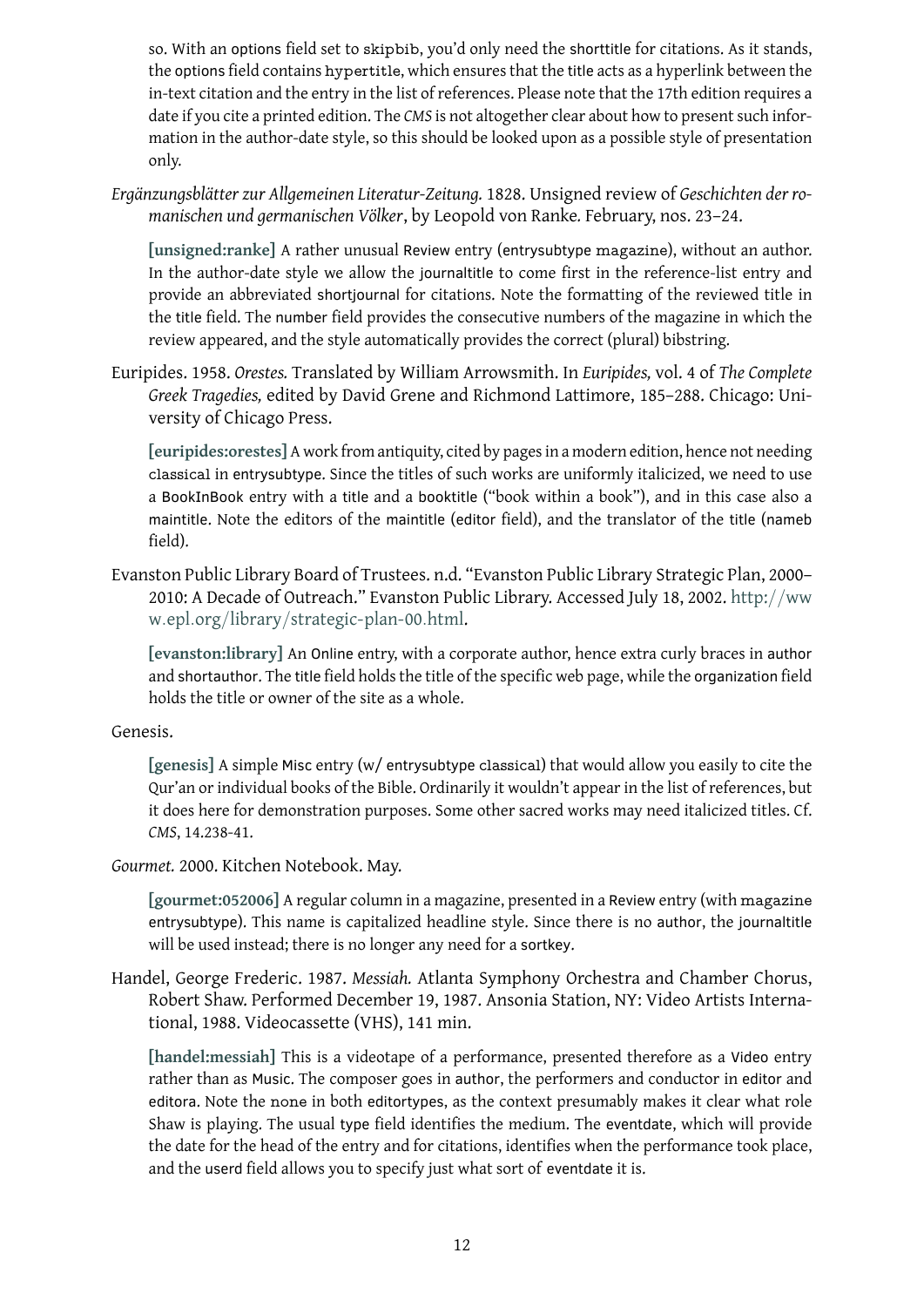so. With an options field set to skipbib, you'd only need the shorttitle for citations. As it stands, the options field contains hypertitle, which ensures that the title acts as a hyperlink between the in-text citation and the entry in the list of references. Please note that the 17th edition requires a date if you cite a printed edition. The *CMS* is not altogether clear about how to present such information in the author-date style, so this should be looked upon as a possible style of presentation only.

*Ergänzungsblätter zur Allgemeinen Literatur-Zeitung.* 1828. Unsigned review of *Geschichten der romanischen und germanischen Völker*, by Leopold von Ranke. February, nos. 23–24.

> **[unsigned:ranke]** A rather unusual Review entry (entrysubtype magazine), without an author. In the author-date style we allow the journaltitle to come first in the reference-list entry and provide an abbreviated shortjournal for citations. Note the formatting of the reviewed title in the title field. The number field provides the consecutive numbers of the magazine in which the review appeared, and the style automatically provides the correct (plural) bibstring.

Euripides. 1958. *Orestes.* Translated by William Arrowsmith. In *Euripides,* vol. 4 of *The Complete Greek Tragedies,* edited by David Grene and Richmond Lattimore, 185–288. Chicago: University of Chicago Press.

> **[euripides:orestes]** A work from antiquity, cited by pages in a modern edition, hence not needing classical in entrysubtype. Since the titles of such works are uniformly italicized, we need to use a BookInBook entry with a title and a booktitle ("book within a book"), and in this case also a maintitle. Note the editors of the maintitle (editor field), and the translator of the title (nameb field).

Evanston Public Library Board of Trustees. n.d. "Evanston Public Library Strategic Plan, 2000–2010: A Decade of Outreach." Evanston Public Library. Accessed July 18, 2002. http://www.epl.org/library/strategic-plan-00.html.

> **[evanston:library]** An Online entry, with a corporate author, hence extra curly braces in author and shortauthor. The title field holds the title of the specific web page, while the organization field holds the title or owner of the site as a whole.

Genesis.

> **[genesis]** A simple Misc entry (w/ entrysubtype classical) that would allow you easily to cite the Qur'an or individual books of the Bible. Ordinarily it wouldn't appear in the list of references, but it does here for demonstration purposes. Some other sacred works may need italicized titles. Cf. *CMS*, 14.238-41.

*Gourmet.* 2000. Kitchen Notebook. May.

> **[gourmet:052006]** A regular column in a magazine, presented in a Review entry (with magazine entrysubtype). This name is capitalized headline style. Since there is no author, the journaltitle will be used instead; there is no longer any need for a sortkey.

Handel, George Frederic. 1987. *Messiah.* Atlanta Symphony Orchestra and Chamber Chorus, Robert Shaw. Performed December 19, 1987. Ansonia Station, NY: Video Artists International, 1988. Videocassette (VHS), 141 min.

> **[handel:messiah]** This is a videotape of a performance, presented therefore as a Video entry rather than as Music. The composer goes in author, the performers and conductor in editor and editora. Note the none in both editortypes, as the context presumably makes it clear what role Shaw is playing. The usual type field identifies the medium. The eventdate, which will provide the date for the head of the entry and for citations, identifies when the performance took place, and the userd field allows you to specify just what sort of eventdate it is.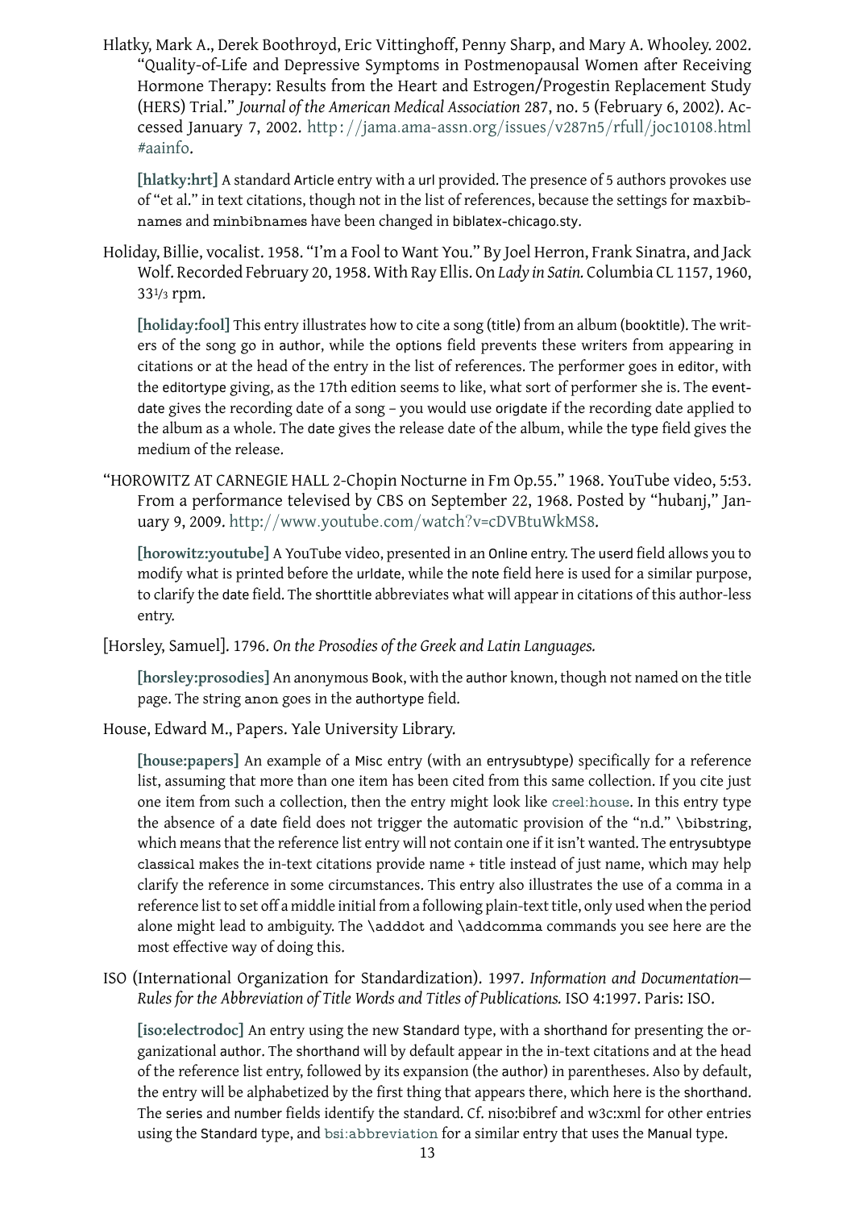Hlatky, Mark A., Derek Boothroyd, Eric Vittinghoff, Penny Sharp, and Mary A. Whooley. 2002. "Quality-of-Life and Depressive Symptoms in Postmenopausal Women after Receiving Hormone Therapy: Results from the Heart and Estrogen/Progestin Replacement Study (HERS) Trial." *Journal of the American Medical Association* 287, no. 5 (February 6, 2002). Accessed January 7, 2002. http://jama.ama-assn.org/issues/v287n5/rfull/joc10108.html#aainfo.

**[hlatky:hrt]** A standard Article entry with a url provided. The presence of 5 authors provokes use of "et al." in text citations, though not in the list of references, because the settings for maxbibnames and minbibnames have been changed in biblatex-chicago.sty.

Holiday, Billie, vocalist. 1958. "I'm a Fool to Want You." By Joel Herron, Frank Sinatra, and Jack Wolf. Recorded February 20, 1958. With Ray Ellis. On *Lady in Satin.* Columbia CL 1157, 1960, 33⅓ rpm.

**[holiday:fool]** This entry illustrates how to cite a song (title) from an album (booktitle). The writers of the song go in author, while the options field prevents these writers from appearing in citations or at the head of the entry in the list of references. The performer goes in editor, with the editortype giving, as the 17th edition seems to like, what sort of performer she is. The eventdate gives the recording date of a song – you would use origdate if the recording date applied to the album as a whole. The date gives the release date of the album, while the type field gives the medium of the release.

"HOROWITZ AT CARNEGIE HALL 2-Chopin Nocturne in Fm Op.55." 1968. YouTube video, 5:53. From a performance televised by CBS on September 22, 1968. Posted by "hubanj," January 9, 2009. http://www.youtube.com/watch?v=cDVBtuWkMS8.

**[horowitz:youtube]** A YouTube video, presented in an Online entry. The userd field allows you to modify what is printed before the urldate, while the note field here is used for a similar purpose, to clarify the date field. The shorttitle abbreviates what will appear in citations of this author-less entry.

[Horsley, Samuel]. 1796. *On the Prosodies of the Greek and Latin Languages.*

**[horsley:prosodies]** An anonymous Book, with the author known, though not named on the title page. The string anon goes in the authortype field.

House, Edward M., Papers. Yale University Library.

**[house:papers]** An example of a Misc entry (with an entrysubtype) specifically for a reference list, assuming that more than one item has been cited from this same collection. If you cite just one item from such a collection, then the entry might look like creel:house. In this entry type the absence of a date field does not trigger the automatic provision of the "n.d." \bibstring, which means that the reference list entry will not contain one if it isn't wanted. The entrysubtype classical makes the in-text citations provide name + title instead of just name, which may help clarify the reference in some circumstances. This entry also illustrates the use of a comma in a reference list to set off a middle initial from a following plain-text title, only used when the period alone might lead to ambiguity. The \adddot and \addcomma commands you see here are the most effective way of doing this.

ISO (International Organization for Standardization). 1997. *Information and Documentation—Rules for the Abbreviation of Title Words and Titles of Publications.* ISO 4:1997. Paris: ISO.

**[iso:electrodoc]** An entry using the new Standard type, with a shorthand for presenting the organizational author. The shorthand will by default appear in the in-text citations and at the head of the reference list entry, followed by its expansion (the author) in parentheses. Also by default, the entry will be alphabetized by the first thing that appears there, which here is the shorthand. The series and number fields identify the standard. Cf. niso:bibref and w3c:xml for other entries using the Standard type, and bsi:abbreviation for a similar entry that uses the Manual type.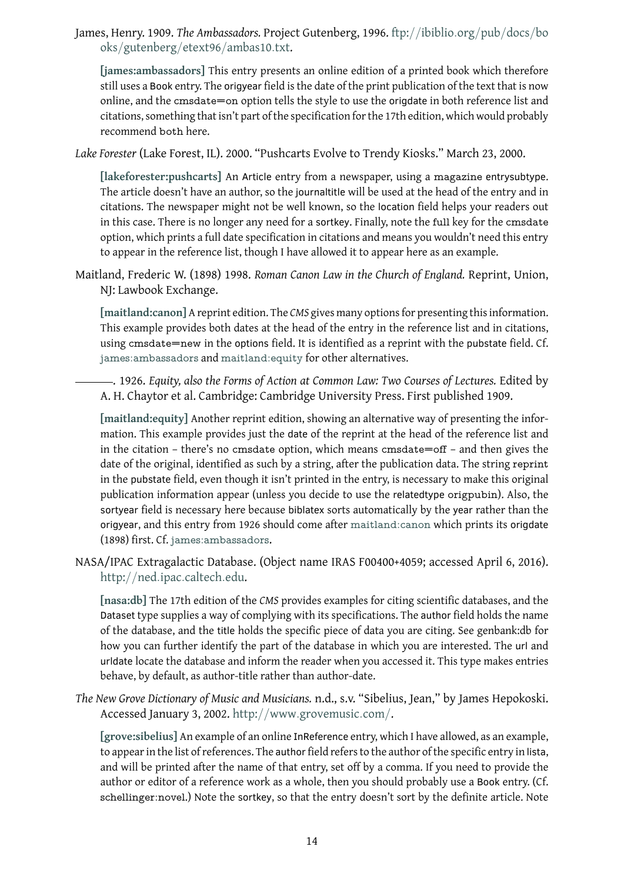James, Henry. 1909. *The Ambassadors.* Project Gutenberg, 1996. ftp://ibiblio.org/pub/docs/books/gutenberg/etext96/ambas10.txt.

**[james:ambassadors]** This entry presents an online edition of a printed book which therefore still uses a Book entry. The origyear field is the date of the print publication of the text that is now online, and the cmsdate=on option tells the style to use the origdate in both reference list and citations, something that isn't part of the specification for the 17th edition, which would probably recommend both here.

*Lake Forester* (Lake Forest, IL). 2000. "Pushcarts Evolve to Trendy Kiosks." March 23, 2000.

**[lakeforester:pushcarts]** An Article entry from a newspaper, using a magazine entrysubtype. The article doesn't have an author, so the journaltitle will be used at the head of the entry and in citations. The newspaper might not be well known, so the location field helps your readers out in this case. There is no longer any need for a sortkey. Finally, note the full key for the cmsdate option, which prints a full date specification in citations and means you wouldn't need this entry to appear in the reference list, though I have allowed it to appear here as an example.

Maitland, Frederic W. (1898) 1998. *Roman Canon Law in the Church of England.* Reprint, Union, NJ: Lawbook Exchange.

**[maitland:canon]** A reprint edition. The *CMS* gives many options for presenting this information. This example provides both dates at the head of the entry in the reference list and in citations, using cmsdate=new in the options field. It is identified as a reprint with the pubstate field. Cf. james:ambassadors and maitland:equity for other alternatives.

———. 1926. *Equity, also the Forms of Action at Common Law: Two Courses of Lectures.* Edited by A. H. Chaytor et al. Cambridge: Cambridge University Press. First published 1909.

**[maitland:equity]** Another reprint edition, showing an alternative way of presenting the information. This example provides just the date of the reprint at the head of the reference list and in the citation – there's no cmsdate option, which means cmsdate=off – and then gives the date of the original, identified as such by a string, after the publication data. The string reprint in the pubstate field, even though it isn't printed in the entry, is necessary to make this original publication information appear (unless you decide to use the relatedtype origpubin). Also, the sortyear field is necessary here because biblatex sorts automatically by the year rather than the origyear, and this entry from 1926 should come after maitland:canon which prints its origdate (1898) first. Cf. james:ambassadors.

NASA/IPAC Extragalactic Database. (Object name IRAS F00400+4059; accessed April 6, 2016). http://ned.ipac.caltech.edu.

**[nasa:db]** The 17th edition of the *CMS* provides examples for citing scientific databases, and the Dataset type supplies a way of complying with its specifications. The author field holds the name of the database, and the title holds the specific piece of data you are citing. See genbank:db for how you can further identify the part of the database in which you are interested. The url and urldate locate the database and inform the reader when you accessed it. This type makes entries behave, by default, as author-title rather than author-date.

*The New Grove Dictionary of Music and Musicians.* n.d., s.v. "Sibelius, Jean," by James Hepokoski. Accessed January 3, 2002. http://www.grovemusic.com/.

**[grove:sibelius]** An example of an online InReference entry, which I have allowed, as an example, to appear in the list of references. The author field refers to the author of the specific entry in lista, and will be printed after the name of that entry, set off by a comma. If you need to provide the author or editor of a reference work as a whole, then you should probably use a Book entry. (Cf. schellinger:novel.) Note the sortkey, so that the entry doesn't sort by the definite article. Note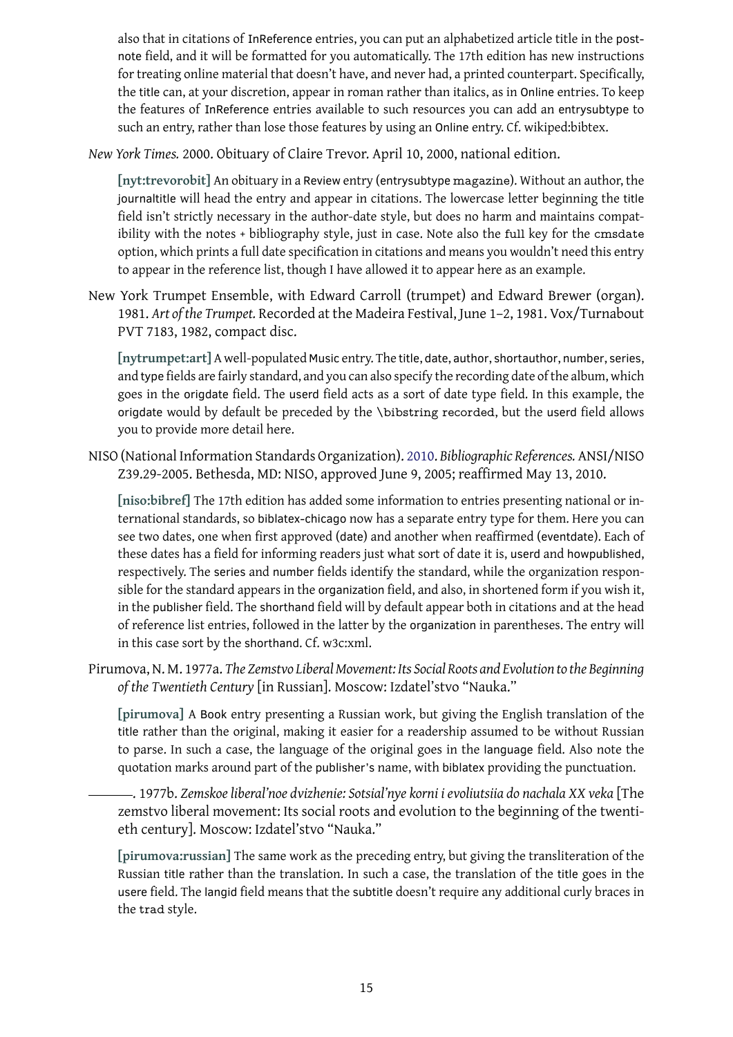also that in citations of InReference entries, you can put an alphabetized article title in the postnote field, and it will be formatted for you automatically. The 17th edition has new instructions for treating online material that doesn't have, and never had, a printed counterpart. Specifically, the title can, at your discretion, appear in roman rather than italics, as in Online entries. To keep the features of InReference entries available to such resources you can add an entrysubtype to such an entry, rather than lose those features by using an Online entry. Cf. wikiped:bibtex.

*New York Times.* 2000. Obituary of Claire Trevor. April 10, 2000, national edition.

**[nyt:trevorobit]** An obituary in a Review entry (entrysubtype `magazine`). Without an author, the journaltitle will head the entry and appear in citations. The lowercase letter beginning the title field isn't strictly necessary in the author-date style, but does no harm and maintains compatibility with the notes + bibliography style, just in case. Note also the full key for the `cmsdate` option, which prints a full date specification in citations and means you wouldn't need this entry to appear in the reference list, though I have allowed it to appear here as an example.

New York Trumpet Ensemble, with Edward Carroll (trumpet) and Edward Brewer (organ). 1981. *Art of the Trumpet.* Recorded at the Madeira Festival, June 1–2, 1981. Vox/Turnabout PVT 7183, 1982, compact disc.

**[nytrumpet:art]** A well-populated Music entry. The title, date, author, shortauthor, number, series, and type fields are fairly standard, and you can also specify the recording date of the album, which goes in the origdate field. The userd field acts as a sort of date type field. In this example, the origdate would by default be preceded by the `\bibstring recorded`, but the userd field allows you to provide more detail here.

NISO (National Information Standards Organization). 2010. *Bibliographic References.* ANSI/NISO Z39.29-2005. Bethesda, MD: NISO, approved June 9, 2005; reaffirmed May 13, 2010.

**[niso:bibref]** The 17th edition has added some information to entries presenting national or international standards, so biblatex-chicago now has a separate entry type for them. Here you can see two dates, one when first approved (date) and another when reaffirmed (eventdate). Each of these dates has a field for informing readers just what sort of date it is, userd and howpublished, respectively. The series and number fields identify the standard, while the organization responsible for the standard appears in the organization field, and also, in shortened form if you wish it, in the publisher field. The shorthand field will by default appear both in citations and at the head of reference list entries, followed in the latter by the organization in parentheses. The entry will in this case sort by the shorthand. Cf. w3c:xml.

Pirumova, N. M. 1977a. *The Zemstvo Liberal Movement: Its Social Roots and Evolution to the Beginning of the Twentieth Century* [in Russian]. Moscow: Izdatel'stvo "Nauka."

**[pirumova]** A Book entry presenting a Russian work, but giving the English translation of the title rather than the original, making it easier for a readership assumed to be without Russian to parse. In such a case, the language of the original goes in the language field. Also note the quotation marks around part of the publisher's name, with biblatex providing the punctuation.

———. 1977b. *Zemskoe liberal'noe dvizhenie: Sotsial'nye korni i evoliutsiia do nachala XX veka* [The zemstvo liberal movement: Its social roots and evolution to the beginning of the twentieth century]. Moscow: Izdatel'stvo "Nauka."

**[pirumova:russian]** The same work as the preceding entry, but giving the transliteration of the Russian title rather than the translation. In such a case, the translation of the title goes in the usere field. The langid field means that the subtitle doesn't require any additional curly braces in the `trad` style.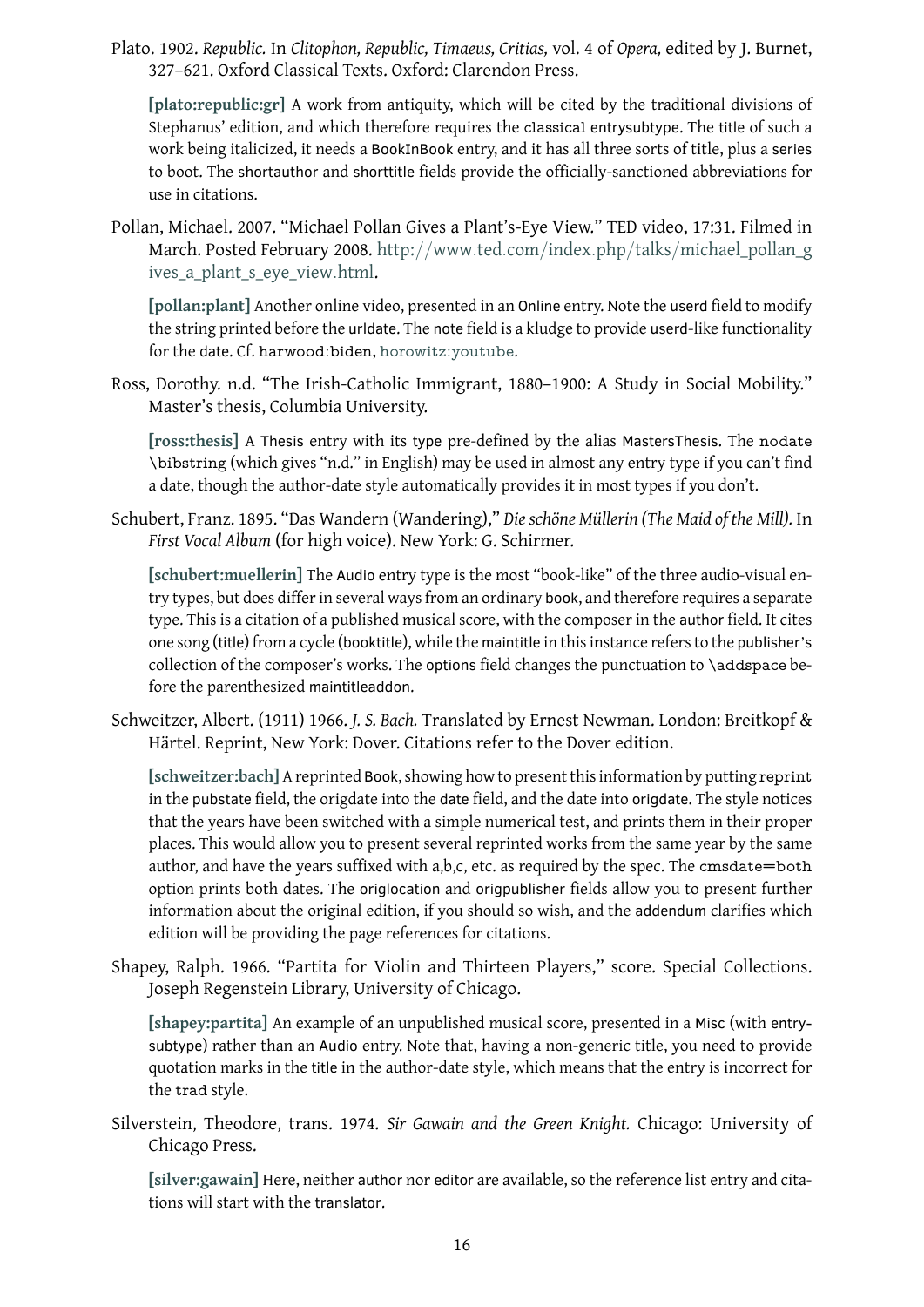Plato. 1902. *Republic.* In *Clitophon, Republic, Timaeus, Critias,* vol. 4 of *Opera,* edited by J. Burnet, 327–621. Oxford Classical Texts. Oxford: Clarendon Press.

> **[plato:republic:gr]** A work from antiquity, which will be cited by the traditional divisions of Stephanus' edition, and which therefore requires the `classical` entrysubtype. The title of such a work being italicized, it needs a BookInBook entry, and it has all three sorts of title, plus a series to boot. The shortauthor and shorttitle fields provide the officially-sanctioned abbreviations for use in citations.

Pollan, Michael. 2007. "Michael Pollan Gives a Plant's-Eye View." TED video, 17:31. Filmed in March. Posted February 2008. http://www.ted.com/index.php/talks/michael_pollan_gives_a_plant_s_eye_view.html.

> **[pollan:plant]** Another online video, presented in an Online entry. Note the userd field to modify the string printed before the urldate. The note field is a kludge to provide userd-like functionality for the date. Cf. `harwood:biden`, horowitz:youtube.

Ross, Dorothy. n.d. "The Irish-Catholic Immigrant, 1880–1900: A Study in Social Mobility." Master's thesis, Columbia University.

> **[ross:thesis]** A Thesis entry with its type pre-defined by the alias MastersThesis. The `nodate` `\bibstring` (which gives "n.d." in English) may be used in almost any entry type if you can't find a date, though the author-date style automatically provides it in most types if you don't.

Schubert, Franz. 1895. "Das Wandern (Wandering)," *Die schöne Müllerin (The Maid of the Mill).* In *First Vocal Album* (for high voice). New York: G. Schirmer.

> **[schubert:muellerin]** The Audio entry type is the most "book-like" of the three audio-visual entry types, but does differ in several ways from an ordinary book, and therefore requires a separate type. This is a citation of a published musical score, with the composer in the author field. It cites one song (title) from a cycle (booktitle), while the maintitle in this instance refers to the publisher's collection of the composer's works. The options field changes the punctuation to `\addspace` before the parenthesized maintitleaddon.

Schweitzer, Albert. (1911) 1966. *J. S. Bach.* Translated by Ernest Newman. London: Breitkopf & Härtel. Reprint, New York: Dover. Citations refer to the Dover edition.

> **[schweitzer:bach]** A reprinted Book, showing how to present this information by putting `reprint` in the pubstate field, the origdate into the date field, and the date into origdate. The style notices that the years have been switched with a simple numerical test, and prints them in their proper places. This would allow you to present several reprinted works from the same year by the same author, and have the years suffixed with a,b,c, etc. as required by the spec. The `cmsdate=both` option prints both dates. The origlocation and origpublisher fields allow you to present further information about the original edition, if you should so wish, and the addendum clarifies which edition will be providing the page references for citations.

Shapey, Ralph. 1966. "Partita for Violin and Thirteen Players," score. Special Collections. Joseph Regenstein Library, University of Chicago.

> **[shapey:partita]** An example of an unpublished musical score, presented in a Misc (with entrysubtype) rather than an Audio entry. Note that, having a non-generic title, you need to provide quotation marks in the title in the author-date style, which means that the entry is incorrect for the `trad` style.

Silverstein, Theodore, trans. 1974. *Sir Gawain and the Green Knight.* Chicago: University of Chicago Press.

> **[silver:gawain]** Here, neither author nor editor are available, so the reference list entry and citations will start with the translator.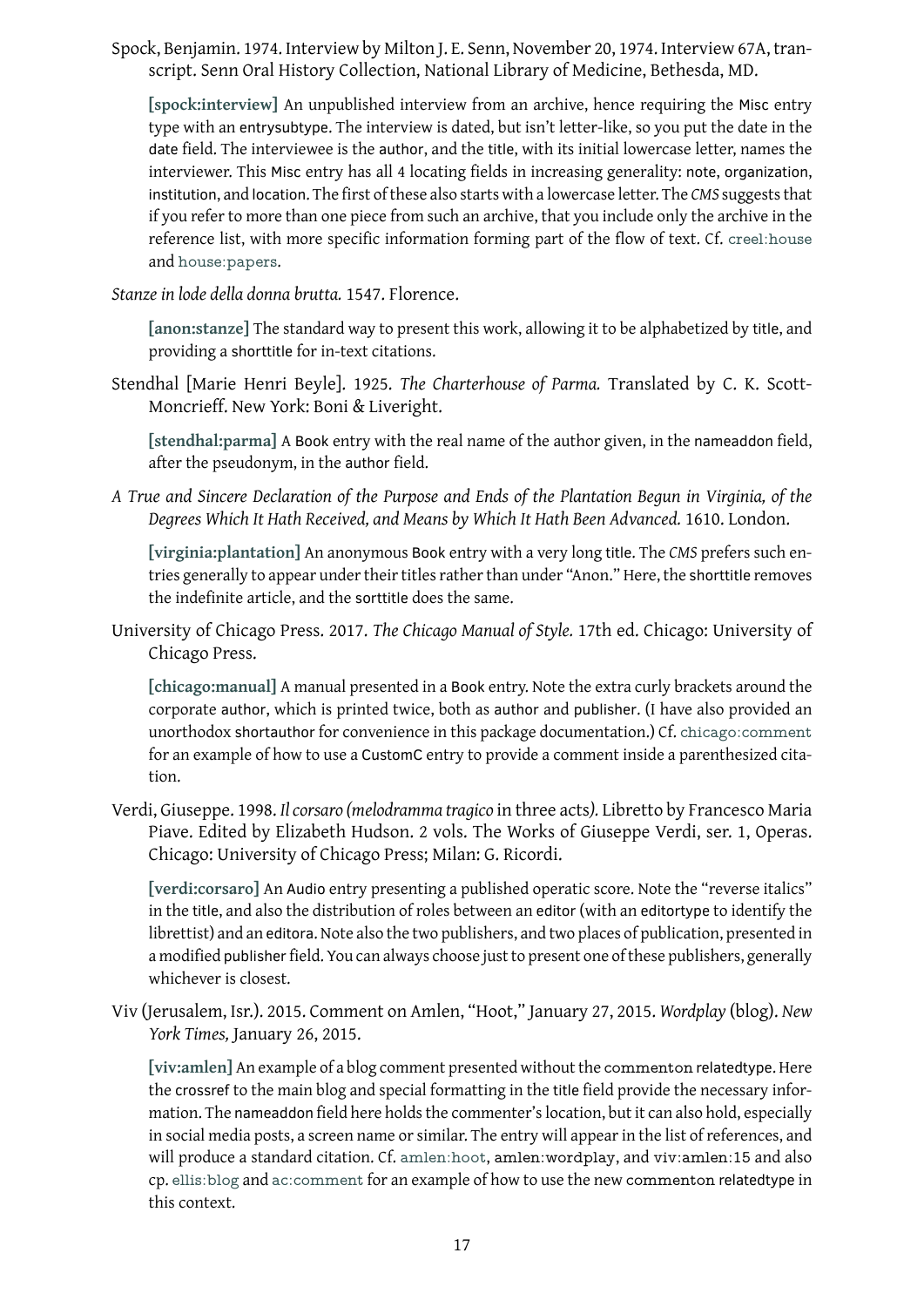Spock, Benjamin. 1974. Interview by Milton J. E. Senn, November 20, 1974. Interview 67A, transcript. Senn Oral History Collection, National Library of Medicine, Bethesda, MD.

> **[spock:interview]** An unpublished interview from an archive, hence requiring the Misc entry type with an entrysubtype. The interview is dated, but isn't letter-like, so you put the date in the date field. The interviewee is the author, and the title, with its initial lowercase letter, names the interviewer. This Misc entry has all 4 locating fields in increasing generality: note, organization, institution, and location. The first of these also starts with a lowercase letter. The *CMS* suggests that if you refer to more than one piece from such an archive, that you include only the archive in the reference list, with more specific information forming part of the flow of text. Cf. creel:house and house:papers.

*Stanze in lode della donna brutta.* 1547. Florence.

> **[anon:stanze]** The standard way to present this work, allowing it to be alphabetized by title, and providing a shorttitle for in-text citations.

Stendhal [Marie Henri Beyle]. 1925. *The Charterhouse of Parma.* Translated by C. K. Scott-Moncrieff. New York: Boni & Liveright.

> **[stendhal:parma]** A Book entry with the real name of the author given, in the nameaddon field, after the pseudonym, in the author field.

*A True and Sincere Declaration of the Purpose and Ends of the Plantation Begun in Virginia, of the Degrees Which It Hath Received, and Means by Which It Hath Been Advanced.* 1610. London.

> **[virginia:plantation]** An anonymous Book entry with a very long title. The *CMS* prefers such entries generally to appear under their titles rather than under "Anon." Here, the shorttitle removes the indefinite article, and the sorttitle does the same.

University of Chicago Press. 2017. *The Chicago Manual of Style.* 17th ed. Chicago: University of Chicago Press.

> **[chicago:manual]** A manual presented in a Book entry. Note the extra curly brackets around the corporate author, which is printed twice, both as author and publisher. (I have also provided an unorthodox shortauthor for convenience in this package documentation.) Cf. chicago:comment for an example of how to use a CustomC entry to provide a comment inside a parenthesized citation.

Verdi, Giuseppe. 1998. *Il corsaro (melodramma tragico* in three acts*).* Libretto by Francesco Maria Piave. Edited by Elizabeth Hudson. 2 vols. The Works of Giuseppe Verdi, ser. 1, Operas. Chicago: University of Chicago Press; Milan: G. Ricordi.

> **[verdi:corsaro]** An Audio entry presenting a published operatic score. Note the "reverse italics" in the title, and also the distribution of roles between an editor (with an editortype to identify the librettist) and an editora. Note also the two publishers, and two places of publication, presented in a modified publisher field. You can always choose just to present one of these publishers, generally whichever is closest.

Viv (Jerusalem, Isr.). 2015. Comment on Amlen, "Hoot," January 27, 2015. *Wordplay* (blog). *New York Times,* January 26, 2015.

> **[viv:amlen]** An example of a blog comment presented without the commenton relatedtype. Here the crossref to the main blog and special formatting in the title field provide the necessary information. The nameaddon field here holds the commenter's location, but it can also hold, especially in social media posts, a screen name or similar. The entry will appear in the list of references, and will produce a standard citation. Cf. amlen:hoot, amlen:wordplay, and viv:amlen:15 and also cp. ellis:blog and ac:comment for an example of how to use the new commenton relatedtype in this context.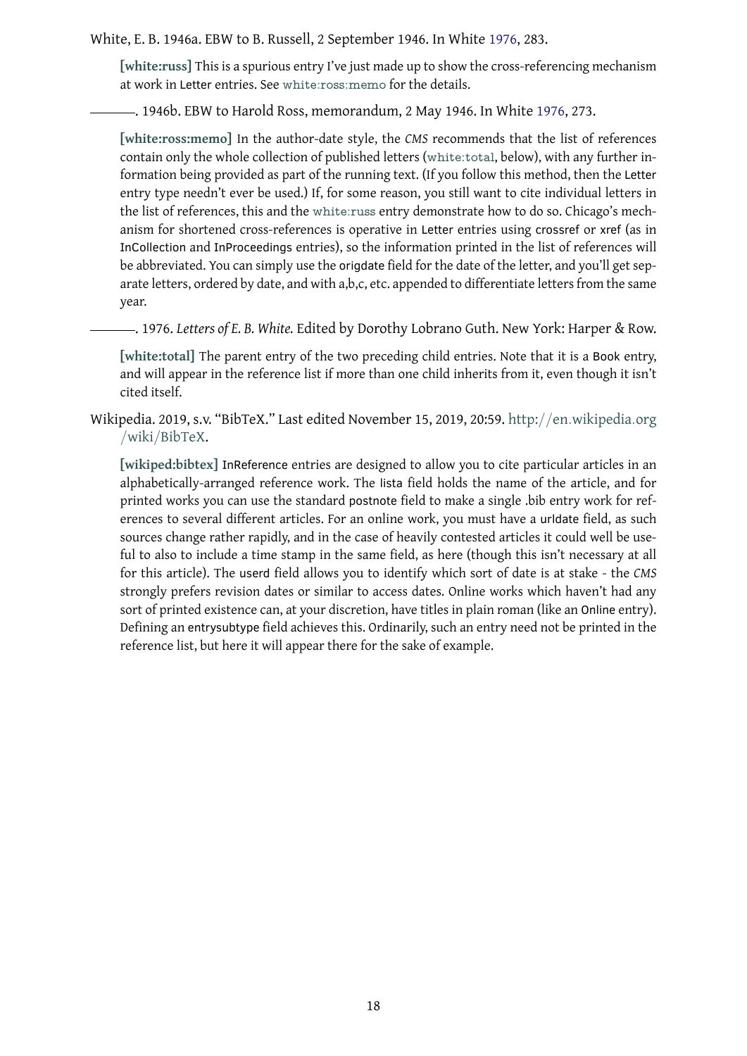White, E. B. 1946a. EBW to B. Russell, 2 September 1946. In White 1976, 283.

> **[white:russ]** This is a spurious entry I've just made up to show the cross-referencing mechanism at work in Letter entries. See white:ross:memo for the details.

———. 1946b. EBW to Harold Ross, memorandum, 2 May 1946. In White 1976, 273.

> **[white:ross:memo]** In the author-date style, the *CMS* recommends that the list of references contain only the whole collection of published letters (white:total, below), with any further information being provided as part of the running text. (If you follow this method, then the Letter entry type needn't ever be used.) If, for some reason, you still want to cite individual letters in the list of references, this and the white:russ entry demonstrate how to do so. Chicago's mechanism for shortened cross-references is operative in Letter entries using crossref or xref (as in InCollection and InProceedings entries), so the information printed in the list of references will be abbreviated. You can simply use the origdate field for the date of the letter, and you'll get separate letters, ordered by date, and with a,b,c, etc. appended to differentiate letters from the same year.

———. 1976. *Letters of E. B. White.* Edited by Dorothy Lobrano Guth. New York: Harper & Row.

> **[white:total]** The parent entry of the two preceding child entries. Note that it is a Book entry, and will appear in the reference list if more than one child inherits from it, even though it isn't cited itself.

Wikipedia. 2019, s.v. "BibTeX." Last edited November 15, 2019, 20:59. http://en.wikipedia.org/wiki/BibTeX.

> **[wikiped:bibtex]** InReference entries are designed to allow you to cite particular articles in an alphabetically-arranged reference work. The lista field holds the name of the article, and for printed works you can use the standard postnote field to make a single .bib entry work for references to several different articles. For an online work, you must have a urldate field, as such sources change rather rapidly, and in the case of heavily contested articles it could well be useful to also to include a time stamp in the same field, as here (though this isn't necessary at all for this article). The userd field allows you to identify which sort of date is at stake - the *CMS* strongly prefers revision dates or similar to access dates. Online works which haven't had any sort of printed existence can, at your discretion, have titles in plain roman (like an Online entry). Defining an entrysubtype field achieves this. Ordinarily, such an entry need not be printed in the reference list, but here it will appear there for the sake of example.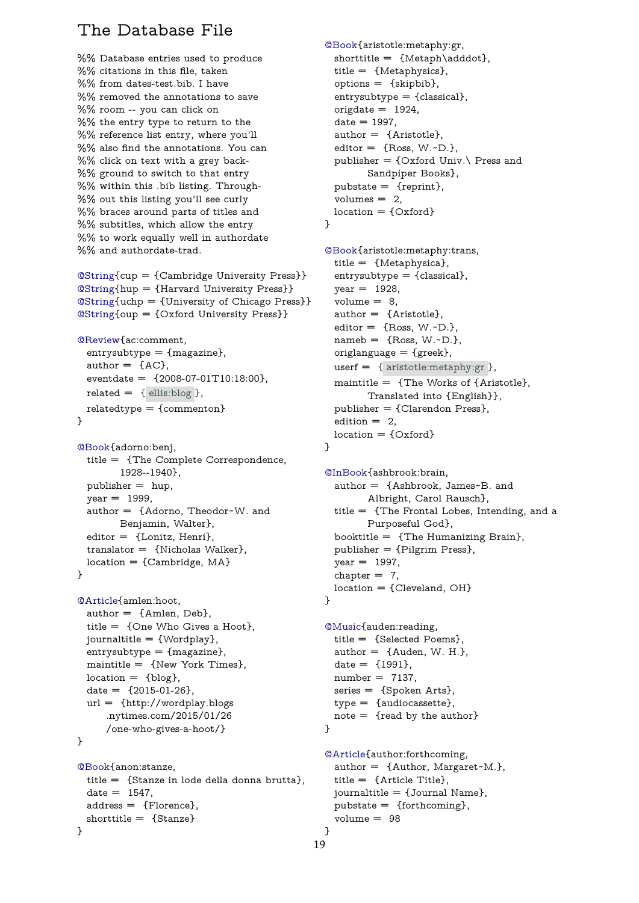# The Database File

```
%% Database entries used to produce
%% citations in this file, taken
%% from dates-test.bib. I have
%% removed the annotations to save
%% room -- you can click on
%% the entry type to return to the
%% reference list entry, where you'll
%% also find the annotations. You can
%% click on text with a grey back-
%% ground to switch to that entry
%% within this .bib listing. Through-
%% out this listing you'll see curly
%% braces around parts of titles and
%% subtitles, which allow the entry
%% to work equally well in authordate
%% and authordate-trad.

@String{cup = {Cambridge University Press}}
@String{hup = {Harvard University Press}}
@String{uchp = {University of Chicago Press}}
@String{oup = {Oxford University Press}}

@Review{ac:comment,
  entrysubtype = {magazine},
  author = {AC},
  eventdate = {2008-07-01T10:18:00},
  related = { ellis:blog },
  relatedtype = {commenton}
}

@Book{adorno:benj,
  title = {The Complete Correspondence,
        1928--1940},
  publisher = hup,
  year = 1999,
  author = {Adorno, Theodor~W. and
        Benjamin, Walter},
  editor = {Lonitz, Henri},
  translator = {Nicholas Walker},
  location = {Cambridge, MA}
}

@Article{amlen:hoot,
  author = {Amlen, Deb},
  title = {One Who Gives a Hoot},
  journaltitle = {Wordplay},
  entrysubtype = {magazine},
  maintitle = {New York Times},
  location = {blog},
  date = {2015-01-26},
  url = {http://wordplay.blogs
      .nytimes.com/2015/01/26
      /one-who-gives-a-hoot/}
}

@Book{anon:stanze,
  title = {Stanze in lode della donna brutta},
  date = 1547,
  address = {Florence},
  shorttitle = {Stanze}
}

@Book{aristotle:metaphy:gr,
  shorttitle = {Metaph\adddot},
  title = {Metaphysics},
  options = {skipbib},
  entrysubtype = {classical},
  origdate = 1924,
  date = 1997,
  author = {Aristotle},
  editor = {Ross, W.~D.},
  publisher = {Oxford Univ.\ Press and
        Sandpiper Books},
  pubstate = {reprint},
  volumes = 2,
  location = {Oxford}
}

@Book{aristotle:metaphy:trans,
  title = {Metaphysica},
  entrysubtype = {classical},
  year = 1928,
  volume = 8,
  author = {Aristotle},
  editor = {Ross, W.~D.},
  nameb = {Ross, W.~D.},
  origlanguage = {greek},
  userf = { aristotle:metaphy:gr },
  maintitle = {The Works of {Aristotle},
        Translated into {English}},
  publisher = {Clarendon Press},
  edition = 2,
  location = {Oxford}
}

@InBook{ashbrook:brain,
  author = {Ashbrook, James~B. and
        Albright, Carol Rausch},
  title = {The Frontal Lobes, Intending, and a
        Purposeful God},
  booktitle = {The Humanizing Brain},
  publisher = {Pilgrim Press},
  year = 1997,
  chapter = 7,
  location = {Cleveland, OH}
}

@Music{auden:reading,
  title = {Selected Poems},
  author = {Auden, W. H.},
  date = {1991},
  number = 7137,
  series = {Spoken Arts},
  type = {audiocassette},
  note = {read by the author}
}

@Article{author:forthcoming,
  author = {Author, Margaret~M.},
  title = {Article Title},
  journaltitle = {Journal Name},
  pubstate = {forthcoming},
  volume = 98
}
```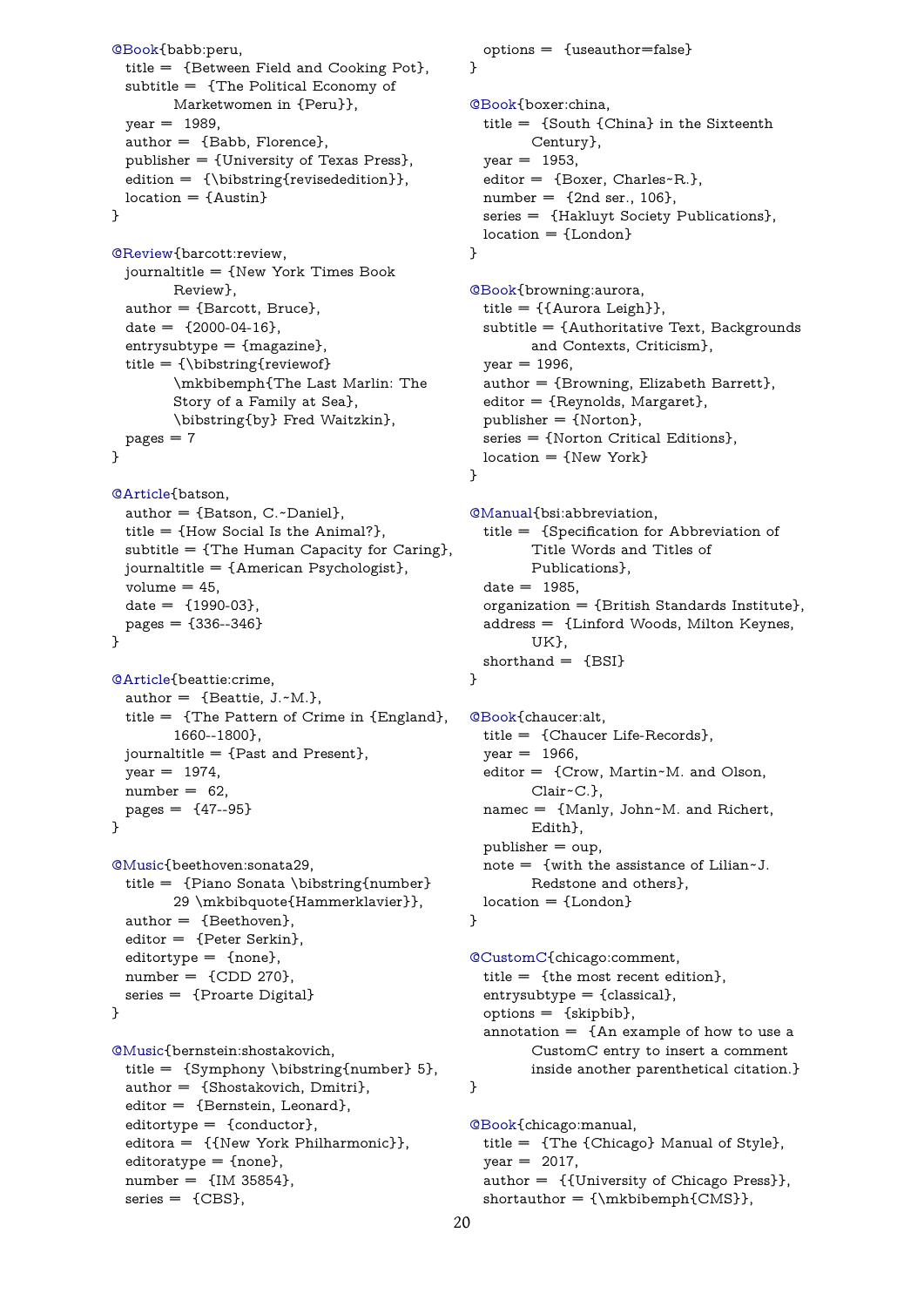```
@Book{babb:peru,
  title =  {Between Field and Cooking Pot},
  subtitle =  {The Political Economy of
          Marketwomen in {Peru}},
  year =  1989,
  author =  {Babb, Florence},
  publisher = {University of Texas Press},
  edition =  {\bibstring{revisededition}},
  location = {Austin}
}

@Review{barcott:review,
  journaltitle = {New York Times Book
          Review},
  author = {Barcott, Bruce},
  date =  {2000-04-16},
  entrysubtype = {magazine},
  title = {\bibstring{reviewof}
          \mkbibemph{The Last Marlin: The
          Story of a Family at Sea},
          \bibstring{by} Fred Waitzkin},
  pages = 7
}

@Article{batson,
  author = {Batson, C.~Daniel},
  title = {How Social Is the Animal?},
  subtitle = {The Human Capacity for Caring},
  journaltitle = {American Psychologist},
  volume = 45,
  date =  {1990-03},
  pages = {336--346}
}

@Article{beattie:crime,
  author =  {Beattie, J.~M.},
  title =  {The Pattern of Crime in {England},
          1660--1800},
  journaltitle = {Past and Present},
  year =  1974,
  number =  62,
  pages =  {47--95}
}

@Music{beethoven:sonata29,
  title =  {Piano Sonata \bibstring{number}
          29 \mkbibquote{Hammerklavier}},
  author =  {Beethoven},
  editor =  {Peter Serkin},
  editortype =  {none},
  number =  {CDD 270},
  series =  {Proarte Digital}
}

@Music{bernstein:shostakovich,
  title =  {Symphony \bibstring{number} 5},
  author =  {Shostakovich, Dmitri},
  editor =  {Bernstein, Leonard},
  editortype =  {conductor},
  editora =  {{New York Philharmonic}},
  editoratype = {none},
  number =  {IM 35854},
  series =  {CBS},
  options =  {useauthor=false}
}

@Book{boxer:china,
  title =  {South {China} in the Sixteenth
          Century},
  year =  1953,
  editor =  {Boxer, Charles~R.},
  number =  {2nd ser., 106},
  series =  {Hakluyt Society Publications},
  location = {London}
}

@Book{browning:aurora,
  title = {{Aurora Leigh}},
  subtitle = {Authoritative Text, Backgrounds
          and Contexts, Criticism},
  year = 1996,
  author = {Browning, Elizabeth Barrett},
  editor = {Reynolds, Margaret},
  publisher = {Norton},
  series = {Norton Critical Editions},
  location = {New York}
}

@Manual{bsi:abbreviation,
  title =  {Specification for Abbreviation of
          Title Words and Titles of
          Publications},
  date =  1985,
  organization = {British Standards Institute},
  address =  {Linford Woods, Milton Keynes,
          UK},
  shorthand =  {BSI}
}

@Book{chaucer:alt,
  title =  {Chaucer Life-Records},
  year =  1966,
  editor =  {Crow, Martin~M. and Olson,
          Clair~C.},
  namec =  {Manly, John~M. and Richert,
          Edith},
  publisher = oup,
  note =  {with the assistance of Lilian~J.
          Redstone and others},
  location = {London}
}

@CustomC{chicago:comment,
  title =  {the most recent edition},
  entrysubtype = {classical},
  options =  {skipbib},
  annotation =  {An example of how to use a
          CustomC entry to insert a comment
          inside another parenthetical citation.}
}

@Book{chicago:manual,
  title =  {The {Chicago} Manual of Style},
  year =  2017,
  author =  {{University of Chicago Press}},
  shortauthor = {\mkbibemph{CMS}},
```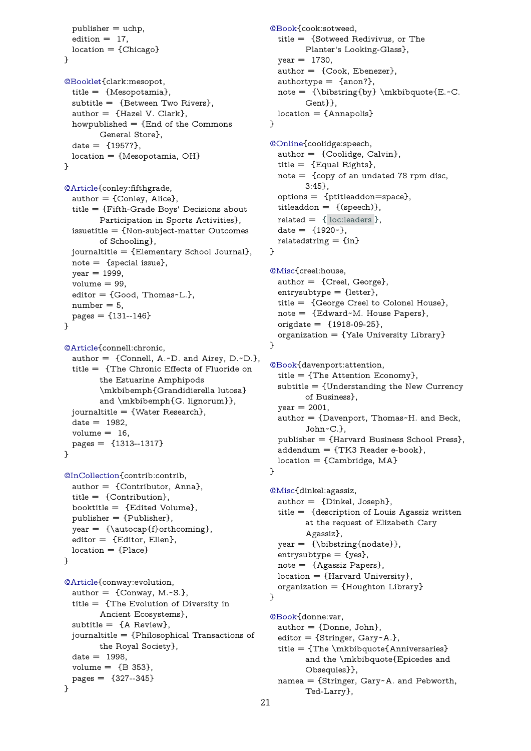```
  publisher = uchp,
  edition = 17,
  location = {Chicago}
}

@Booklet{clark:mesopot,
  title = {Mesopotamia},
  subtitle = {Between Two Rivers},
  author = {Hazel V. Clark},
  howpublished = {End of the Commons
        General Store},
  date = {1957?},
  location = {Mesopotamia, OH}
}

@Article{conley:fifthgrade,
  author = {Conley, Alice},
  title = {Fifth-Grade Boys' Decisions about
        Participation in Sports Activities},
  issuetitle = {Non-subject-matter Outcomes
        of Schooling},
  journaltitle = {Elementary School Journal},
  note = {special issue},
  year = 1999,
  volume = 99,
  editor = {Good, Thomas~L.},
  number = 5,
  pages = {131--146}
}

@Article{connell:chronic,
  author = {Connell, A.~D. and Airey, D.~D.},
  title = {The Chronic Effects of Fluoride on
        the Estuarine Amphipods
        \mkbibemph{Grandidierella lutosa}
        and \mkbibemph{G. lignorum}},
  journaltitle = {Water Research},
  date = 1982,
  volume = 16,
  pages = {1313--1317}
}

@InCollection{contrib:contrib,
  author = {Contributor, Anna},
  title = {Contribution},
  booktitle = {Edited Volume},
  publisher = {Publisher},
  year = {\autocap{f}orthcoming},
  editor = {Editor, Ellen},
  location = {Place}
}

@Article{conway:evolution,
  author = {Conway, M.~S.},
  title = {The Evolution of Diversity in
        Ancient Ecosystems},
  subtitle = {A Review},
  journaltitle = {Philosophical Transactions of
        the Royal Society},
  date = 1998,
  volume = {B 353},
  pages = {327--345}
}

@Book{cook:sotweed,
  title = {Sotweed Redivivus, or The
        Planter's Looking-Glass},
  year = 1730,
  author = {Cook, Ebenezer},
  authortype = {anon?},
  note = {\bibstring{by} \mkbibquote{E.~C.
        Gent}},
  location = {Annapolis}
}

@Online{coolidge:speech,
  author = {Coolidge, Calvin},
  title = {Equal Rights},
  note = {copy of an undated 78 rpm disc,
        3:45},
  options = {ptitleaddon=space},
  titleaddon = {(speech)},
  related = { loc:leaders },
  date = {1920~},
  relatedstring = {in}
}

@Misc{creel:house,
  author = {Creel, George},
  entrysubtype = {letter},
  title = {George Creel to Colonel House},
  note = {Edward~M. House Papers},
  origdate = {1918-09-25},
  organization = {Yale University Library}
}

@Book{davenport:attention,
  title = {The Attention Economy},
  subtitle = {Understanding the New Currency
        of Business},
  year = 2001,
  author = {Davenport, Thomas~H. and Beck,
        John~C.},
  publisher = {Harvard Business School Press},
  addendum = {TK3 Reader e-book},
  location = {Cambridge, MA}
}

@Misc{dinkel:agassiz,
  author = {Dinkel, Joseph},
  title = {description of Louis Agassiz written
        at the request of Elizabeth Cary
        Agassiz},
  year = {\bibstring{nodate}},
  entrysubtype = {yes},
  note = {Agassiz Papers},
  location = {Harvard University},
  organization = {Houghton Library}
}

@Book{donne:var,
  author = {Donne, John},
  editor = {Stringer, Gary~A.},
  title = {The \mkbibquote{Anniversaries}
        and the \mkbibquote{Epicedes and
        Obsequies}},
  namea = {Stringer, Gary~A. and Pebworth,
        Ted-Larry},
```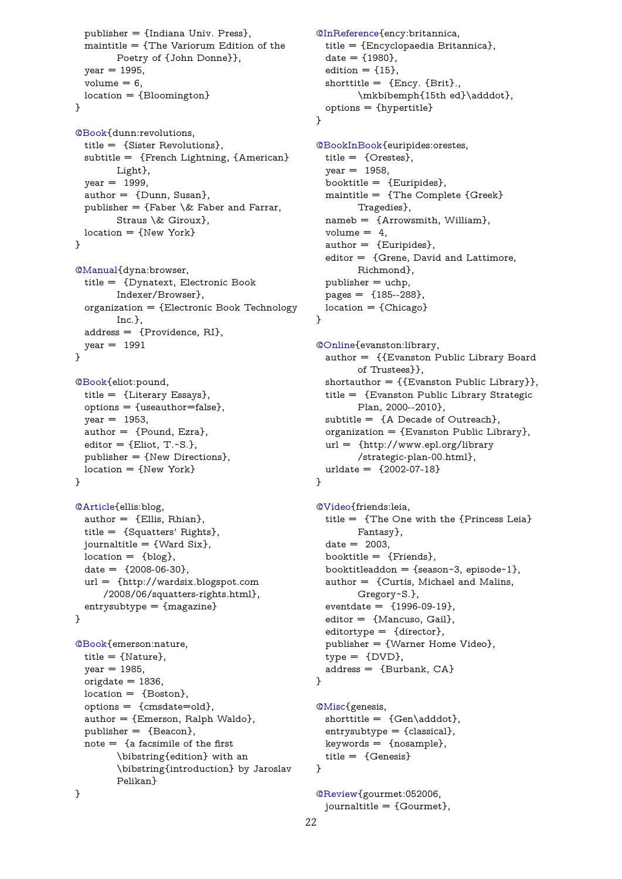```
  publisher = {Indiana Univ. Press},
  maintitle = {The Variorum Edition of the
          Poetry of {John Donne}},
  year = 1995,
  volume = 6,
  location = {Bloomington}
}

@Book{dunn:revolutions,
  title = {Sister Revolutions},
  subtitle = {French Lightning, {American}
          Light},
  year = 1999,
  author = {Dunn, Susan},
  publisher = {Faber \& Faber and Farrar,
          Straus \& Giroux},
  location = {New York}
}

@Manual{dyna:browser,
  title = {Dynatext, Electronic Book
          Indexer/Browser},
  organization = {Electronic Book Technology
          Inc.},
  address = {Providence, RI},
  year = 1991
}

@Book{eliot:pound,
  title = {Literary Essays},
  options = {useauthor=false},
  year = 1953,
  author = {Pound, Ezra},
  editor = {Eliot, T.~S.},
  publisher = {New Directions},
  location = {New York}
}

@Article{ellis:blog,
  author = {Ellis, Rhian},
  title = {Squatters' Rights},
  journaltitle = {Ward Six},
  location = {blog},
  date = {2008-06-30},
  url = {http://wardsix.blogspot.com
      /2008/06/squatters-rights.html},
  entrysubtype = {magazine}
}

@Book{emerson:nature,
  title = {Nature},
  year = 1985,
  origdate = 1836,
  location = {Boston},
  options = {cmsdate=old},
  author = {Emerson, Ralph Waldo},
  publisher = {Beacon},
  note = {a facsimile of the first
          \bibstring{edition} with an
          \bibstring{introduction} by Jaroslav
          Pelikan}
}

@InReference{ency:britannica,
  title = {Encyclopaedia Britannica},
  date = {1980},
  edition = {15},
  shorttitle = {Ency. {Brit}.,
          \mkbibemph{15th ed}\adddot},
  options = {hypertitle}
}

@BookInBook{euripides:orestes,
  title = {Orestes},
  year = 1958,
  booktitle = {Euripides},
  maintitle = {The Complete {Greek}
          Tragedies},
  nameb = {Arrowsmith, William},
  volume = 4,
  author = {Euripides},
  editor = {Grene, David and Lattimore,
          Richmond},
  publisher = uchp,
  pages = {185--288},
  location = {Chicago}
}

@Online{evanston:library,
  author = {{Evanston Public Library Board
          of Trustees}},
  shortauthor = {{Evanston Public Library}},
  title = {Evanston Public Library Strategic
          Plan, 2000--2010},
  subtitle = {A Decade of Outreach},
  organization = {Evanston Public Library},
  url = {http://www.epl.org/library
          /strategic-plan-00.html},
  urldate = {2002-07-18}
}

@Video{friends:leia,
  title = {The One with the {Princess Leia}
          Fantasy},
  date = 2003,
  booktitle = {Friends},
  booktitleaddon = {season~3, episode~1},
  author = {Curtis, Michael and Malins,
          Gregory~S.},
  eventdate = {1996-09-19},
  editor = {Mancuso, Gail},
  editortype = {director},
  publisher = {Warner Home Video},
  type = {DVD},
  address = {Burbank, CA}
}

@Misc{genesis,
  shorttitle = {Gen\adddot},
  entrysubtype = {classical},
  keywords = {nosample},
  title = {Genesis}
}

@Review{gourmet:052006,
  journaltitle = {Gourmet},
```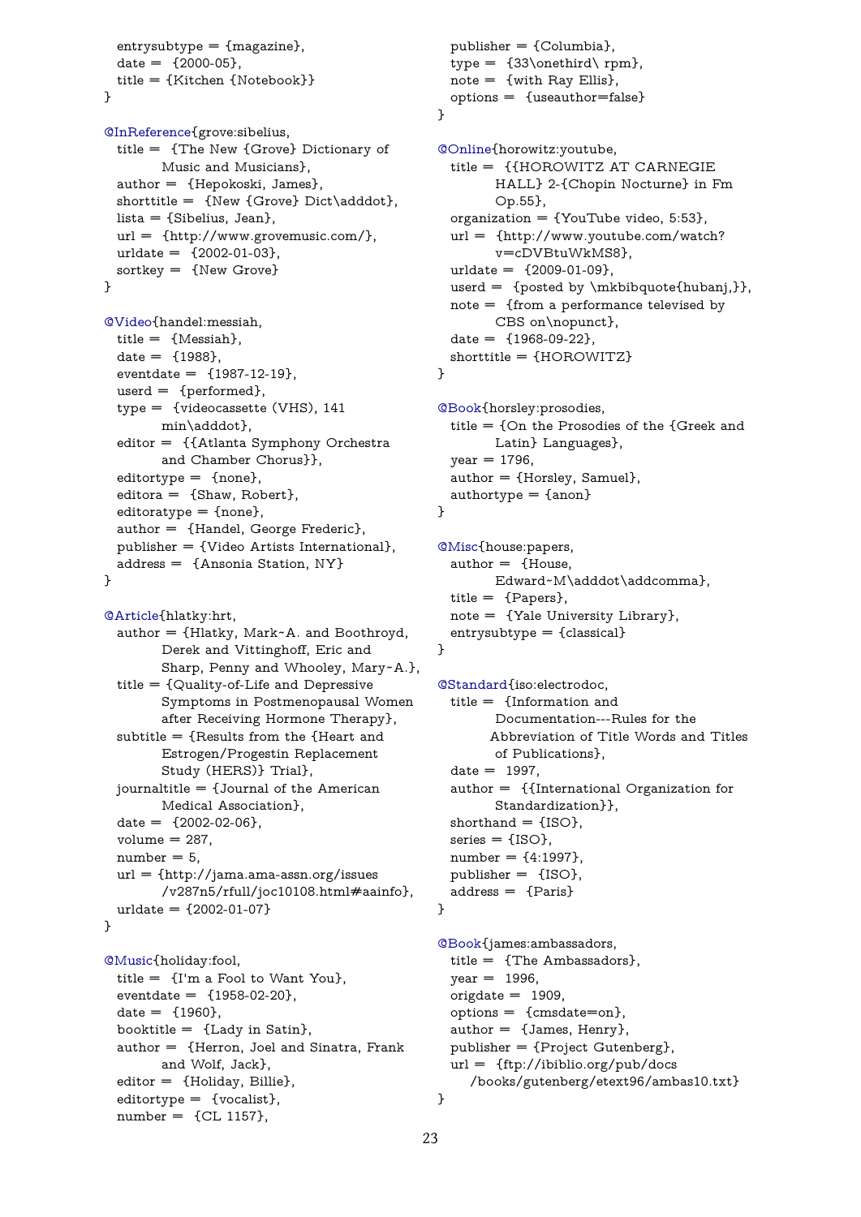```
  entrysubtype = {magazine},
  date = {2000-05},
  title = {Kitchen {Notebook}}
}

@InReference{grove:sibelius,
  title = {The New {Grove} Dictionary of
           Music and Musicians},
  author = {Hepokoski, James},
  shorttitle = {New {Grove} Dict\adddot},
  lista = {Sibelius, Jean},
  url = {http://www.grovemusic.com/},
  urldate = {2002-01-03},
  sortkey = {New Grove}
}

@Video{handel:messiah,
  title = {Messiah},
  date = {1988},
  eventdate = {1987-12-19},
  userd = {performed},
  type = {videocassette (VHS), 141
          min\adddot},
  editor = {{Atlanta Symphony Orchestra
           and Chamber Chorus}},
  editortype = {none},
  editora = {Shaw, Robert},
  editoratype = {none},
  author = {Handel, George Frederic},
  publisher = {Video Artists International},
  address = {Ansonia Station, NY}
}

@Article{hlatky:hrt,
  author = {Hlatky, Mark~A. and Boothroyd,
           Derek and Vittinghoff, Eric and
           Sharp, Penny and Whooley, Mary~A.},
  title = {Quality-of-Life and Depressive
          Symptoms in Postmenopausal Women
          after Receiving Hormone Therapy},
  subtitle = {Results from the {Heart and
             Estrogen/Progestin Replacement
             Study (HERS)} Trial},
  journaltitle = {Journal of the American
                 Medical Association},
  date = {2002-02-06},
  volume = 287,
  number = 5,
  url = {http://jama.ama-assn.org/issues
        /v287n5/rfull/joc10108.html#aainfo},
  urldate = {2002-01-07}
}

@Music{holiday:fool,
  title = {I'm a Fool to Want You},
  eventdate = {1958-02-20},
  date = {1960},
  booktitle = {Lady in Satin},
  author = {Herron, Joel and Sinatra, Frank
           and Wolf, Jack},
  editor = {Holiday, Billie},
  editortype = {vocalist},
  number = {CL 1157},
  publisher = {Columbia},
  type = {33\onethird\ rpm},
  note = {with Ray Ellis},
  options = {useauthor=false}
}

@Online{horowitz:youtube,
  title = {{HOROWITZ AT CARNEGIE
          HALL} 2-{Chopin Nocturne} in Fm
          Op.55},
  organization = {YouTube video, 5:53},
  url = {http://www.youtube.com/watch?
        v=cDVBtuWkMS8},
  urldate = {2009-01-09},
  userd = {posted by \mkbibquote{hubanj,}},
  note = {from a performance televised by
         CBS on\nopunct},
  date = {1968-09-22},
  shorttitle = {HOROWITZ}
}

@Book{horsley:prosodies,
  title = {On the Prosodies of the {Greek and
          Latin} Languages},
  year = 1796,
  author = {Horsley, Samuel},
  authortype = {anon}
}

@Misc{house:papers,
  author = {House,
           Edward~M\adddot\addcomma},
  title = {Papers},
  note = {Yale University Library},
  entrysubtype = {classical}
}

@Standard{iso:electrodoc,
  title = {Information and
          Documentation---Rules for the
         Abbreviation of Title Words and Titles
          of Publications},
  date = 1997,
  author = {{International Organization for
           Standardization}},
  shorthand = {ISO},
  series = {ISO},
  number = {4:1997},
  publisher = {ISO},
  address = {Paris}
}

@Book{james:ambassadors,
  title = {The Ambassadors},
  year = 1996,
  origdate = 1909,
  options = {cmsdate=on},
  author = {James, Henry},
  publisher = {Project Gutenberg},
  url = {ftp://ibiblio.org/pub/docs
     /books/gutenberg/etext96/ambas10.txt}
}
```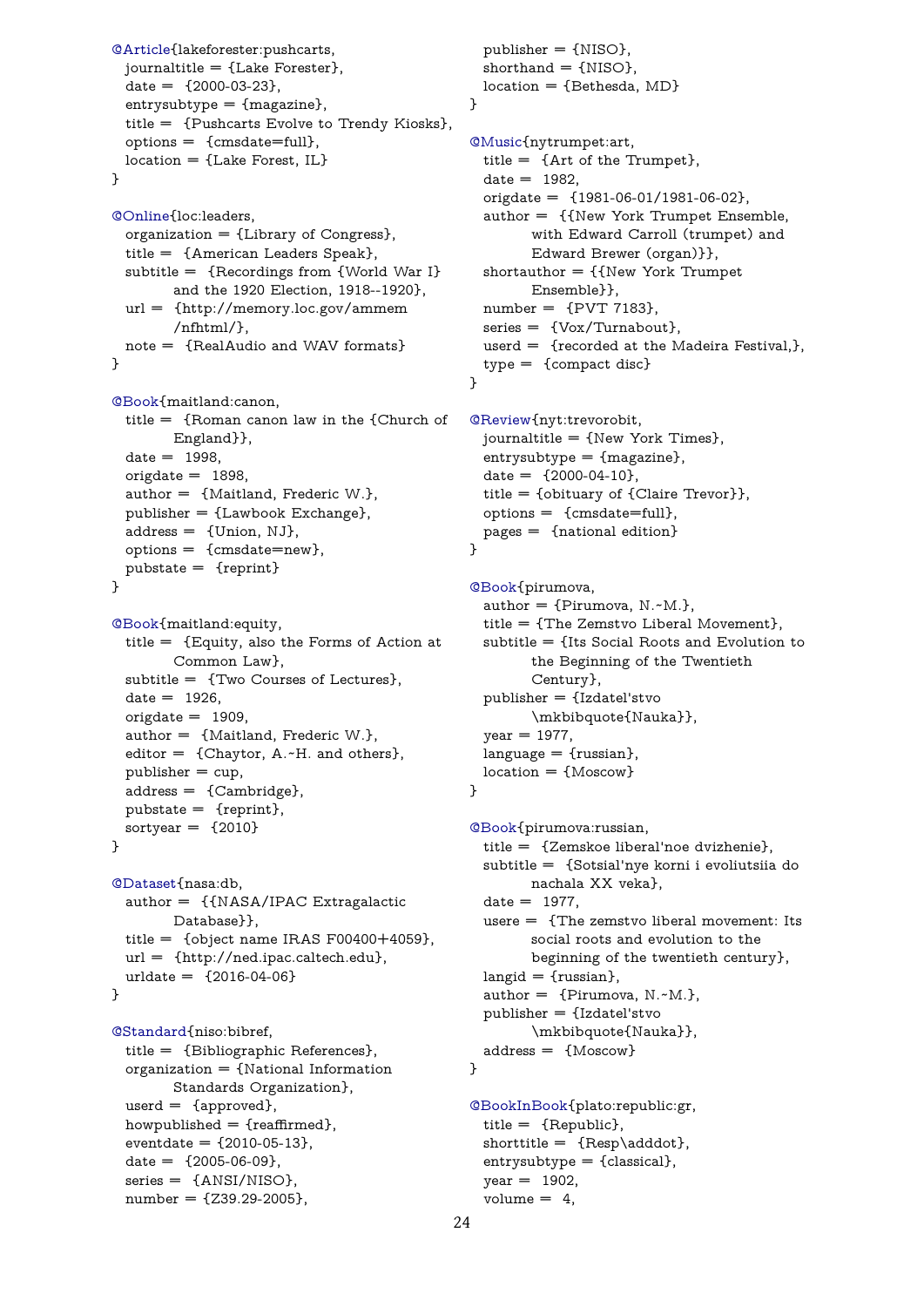```
@Article{lakeforester:pushcarts,
  journaltitle = {Lake Forester},
  date = {2000-03-23},
  entrysubtype = {magazine},
  title = {Pushcarts Evolve to Trendy Kiosks},
  options = {cmsdate=full},
  location = {Lake Forest, IL}
}

@Online{loc:leaders,
  organization = {Library of Congress},
  title = {American Leaders Speak},
  subtitle = {Recordings from {World War I}
        and the 1920 Election, 1918--1920},
  url = {http://memory.loc.gov/ammem
        /nfhtml/},
  note = {RealAudio and WAV formats}
}

@Book{maitland:canon,
  title = {Roman canon law in the {Church of
        England}},
  date = 1998,
  origdate = 1898,
  author = {Maitland, Frederic W.},
  publisher = {Lawbook Exchange},
  address = {Union, NJ},
  options = {cmsdate=new},
  pubstate = {reprint}
}

@Book{maitland:equity,
  title = {Equity, also the Forms of Action at
        Common Law},
  subtitle = {Two Courses of Lectures},
  date = 1926,
  origdate = 1909,
  author = {Maitland, Frederic W.},
  editor = {Chaytor, A.~H. and others},
  publisher = cup,
  address = {Cambridge},
  pubstate = {reprint},
  sortyear = {2010}
}

@Dataset{nasa:db,
  author = {{NASA/IPAC Extragalactic
        Database}},
  title = {object name IRAS F00400+4059},
  url = {http://ned.ipac.caltech.edu},
  urldate = {2016-04-06}
}

@Standard{niso:bibref,
  title = {Bibliographic References},
  organization = {National Information
        Standards Organization},
  userd = {approved},
  howpublished = {reaffirmed},
  eventdate = {2010-05-13},
  date = {2005-06-09},
  series = {ANSI/NISO},
  number = {Z39.29-2005},
  publisher = {NISO},
  shorthand = {NISO},
  location = {Bethesda, MD}
}

@Music{nytrumpet:art,
  title = {Art of the Trumpet},
  date = 1982,
  origdate = {1981-06-01/1981-06-02},
  author = {{New York Trumpet Ensemble,
        with Edward Carroll (trumpet) and
        Edward Brewer (organ)}},
  shortauthor = {{New York Trumpet
        Ensemble}},
  number = {PVT 7183},
  series = {Vox/Turnabout},
  userd = {recorded at the Madeira Festival,},
  type = {compact disc}
}

@Review{nyt:trevorobit,
  journaltitle = {New York Times},
  entrysubtype = {magazine},
  date = {2000-04-10},
  title = {obituary of {Claire Trevor}},
  options = {cmsdate=full},
  pages = {national edition}
}

@Book{pirumova,
  author = {Pirumova, N.~M.},
  title = {The Zemstvo Liberal Movement},
  subtitle = {Its Social Roots and Evolution to
        the Beginning of the Twentieth
        Century},
  publisher = {Izdatel'stvo
        \mkbibquote{Nauka}},
  year = 1977,
  language = {russian},
  location = {Moscow}
}

@Book{pirumova:russian,
  title = {Zemskoe liberal'noe dvizhenie},
  subtitle = {Sotsial'nye korni i evoliutsiia do
        nachala XX veka},
  date = 1977,
  usere = {The zemstvo liberal movement: Its
        social roots and evolution to the
        beginning of the twentieth century},
  langid = {russian},
  author = {Pirumova, N.~M.},
  publisher = {Izdatel'stvo
        \mkbibquote{Nauka}},
  address = {Moscow}
}

@BookInBook{plato:republic:gr,
  title = {Republic},
  shorttitle = {Resp\adddot},
  entrysubtype = {classical},
  year = 1902,
  volume = 4,
```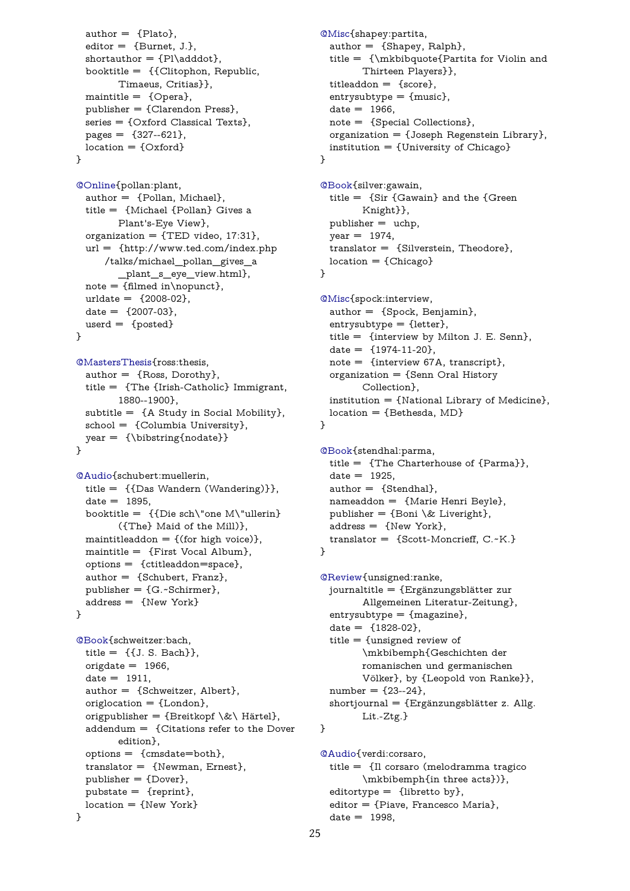```
  author = {Plato},
  editor = {Burnet, J.},
  shortauthor = {Pl\adddot},
  booktitle = {{Clitophon, Republic,
        Timaeus, Critias}},
  maintitle = {Opera},
  publisher = {Clarendon Press},
  series = {Oxford Classical Texts},
  pages = {327--621},
  location = {Oxford}
}

@Online{pollan:plant,
  author = {Pollan, Michael},
  title = {Michael {Pollan} Gives a
        Plant's-Eye View},
  organization = {TED video, 17:31},
  url = {http://www.ted.com/index.php
      /talks/michael_pollan_gives_a
        _plant_s_eye_view.html},
  note = {filmed in\nopunct},
  urldate = {2008-02},
  date = {2007-03},
  userd = {posted}
}

@MastersThesis{ross:thesis,
  author = {Ross, Dorothy},
  title = {The {Irish-Catholic} Immigrant,
        1880--1900},
  subtitle = {A Study in Social Mobility},
  school = {Columbia University},
  year = {\bibstring{nodate}}
}

@Audio{schubert:muellerin,
  title = {{Das Wandern (Wandering)}},
  date = 1895,
  booktitle = {{Die sch\"one M\"ullerin}
        ({The} Maid of the Mill)},
  maintitleaddon = {(for high voice)},
  maintitle = {First Vocal Album},
  options = {ctitleaddon=space},
  author = {Schubert, Franz},
  publisher = {G.~Schirmer},
  address = {New York}
}

@Book{schweitzer:bach,
  title = {{J. S. Bach}},
  origdate = 1966,
  date = 1911,
  author = {Schweitzer, Albert},
  origlocation = {London},
  origpublisher = {Breitkopf \&\ Härtel},
  addendum = {Citations refer to the Dover
        edition},
  options = {cmsdate=both},
  translator = {Newman, Ernest},
  publisher = {Dover},
  pubstate = {reprint},
  location = {New York}
}

@Misc{shapey:partita,
  author = {Shapey, Ralph},
  title = {\mkbibquote{Partita for Violin and
        Thirteen Players}},
  titleaddon = {score},
  entrysubtype = {music},
  date = 1966,
  note = {Special Collections},
  organization = {Joseph Regenstein Library},
  institution = {University of Chicago}
}

@Book{silver:gawain,
  title = {Sir {Gawain} and the {Green
        Knight}},
  publisher = uchp,
  year = 1974,
  translator = {Silverstein, Theodore},
  location = {Chicago}
}

@Misc{spock:interview,
  author = {Spock, Benjamin},
  entrysubtype = {letter},
  title = {interview by Milton J. E. Senn},
  date = {1974-11-20},
  note = {interview 67A, transcript},
  organization = {Senn Oral History
        Collection},
  institution = {National Library of Medicine},
  location = {Bethesda, MD}
}

@Book{stendhal:parma,
  title = {The Charterhouse of {Parma}},
  date = 1925,
  author = {Stendhal},
  nameaddon = {Marie Henri Beyle},
  publisher = {Boni \& Liveright},
  address = {New York},
  translator = {Scott-Moncrieff, C.~K.}
}

@Review{unsigned:ranke,
  journaltitle = {Ergänzungsblätter zur
        Allgemeinen Literatur-Zeitung},
  entrysubtype = {magazine},
  date = {1828-02},
  title = {unsigned review of
        \mkbibemph{Geschichten der
        romanischen und germanischen
        Völker}, by {Leopold von Ranke}},
  number = {23--24},
  shortjournal = {Ergänzungsblätter z. Allg.
        Lit.-Ztg.}
}

@Audio{verdi:corsaro,
  title = {Il corsaro (melodramma tragico
        \mkbibemph{in three acts})},
  editortype = {libretto by},
  editor = {Piave, Francesco Maria},
  date = 1998,
```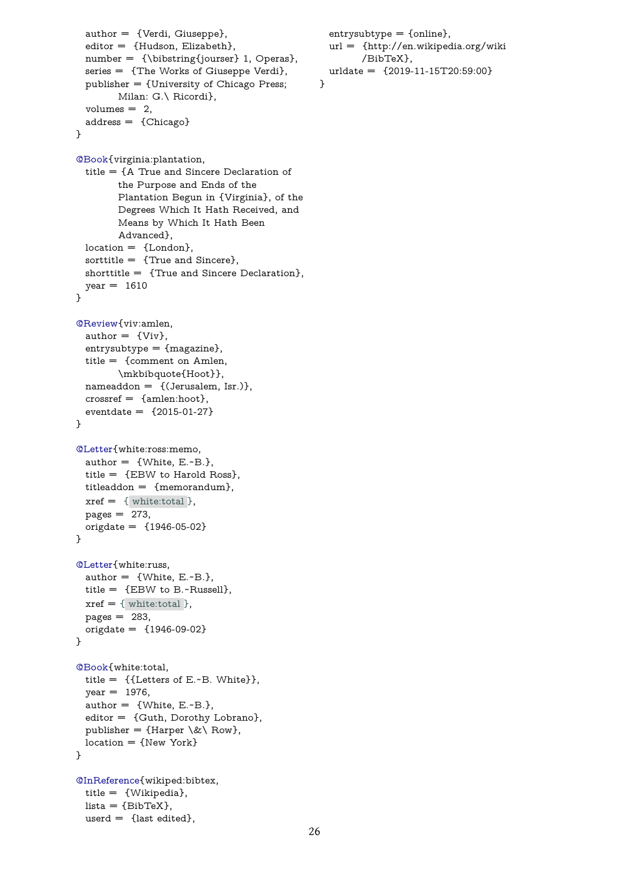```
  author =  {Verdi, Giuseppe},
  editor =  {Hudson, Elizabeth},
  number =  {\bibstring{jourser} 1, Operas},
  series =  {The Works of Giuseppe Verdi},
  publisher = {University of Chicago Press;
          Milan: G.\ Ricordi},
  volumes =  2,
  address =  {Chicago}
}

@Book{virginia:plantation,
  title = {A True and Sincere Declaration of
          the Purpose and Ends of the
          Plantation Begun in {Virginia}, of the
          Degrees Which It Hath Received, and
          Means by Which It Hath Been
          Advanced},
  location =  {London},
  sorttitle =  {True and Sincere},
  shorttitle =  {True and Sincere Declaration},
  year =  1610
}

@Review{viv:amlen,
  author =  {Viv},
  entrysubtype = {magazine},
  title =  {comment on Amlen,
          \mkbibquote{Hoot}},
  nameaddon =  {(Jerusalem, Isr.)},
  crossref =  {amlen:hoot},
  eventdate =  {2015-01-27}
}

@Letter{white:ross:memo,
  author =  {White, E.~B.},
  title =  {EBW to Harold Ross},
  titleaddon =  {memorandum},
  xref =  { white:total },
  pages =  273,
  origdate =  {1946-05-02}
}

@Letter{white:russ,
  author =  {White, E.~B.},
  title =  {EBW to B.~Russell},
  xref = { white:total },
  pages =  283,
  origdate =  {1946-09-02}
}

@Book{white:total,
  title =  {{Letters of E.~B. White}},
  year =  1976,
  author =  {White, E.~B.},
  editor =  {Guth, Dorothy Lobrano},
  publisher = {Harper \&\ Row},
  location = {New York}
}

@InReference{wikiped:bibtex,
  title =  {Wikipedia},
  lista = {BibTeX},
  userd =  {last edited},
  entrysubtype = {online},
  url =  {http://en.wikipedia.org/wiki
          /BibTeX},
  urldate =  {2019-11-15T20:59:00}
}
```